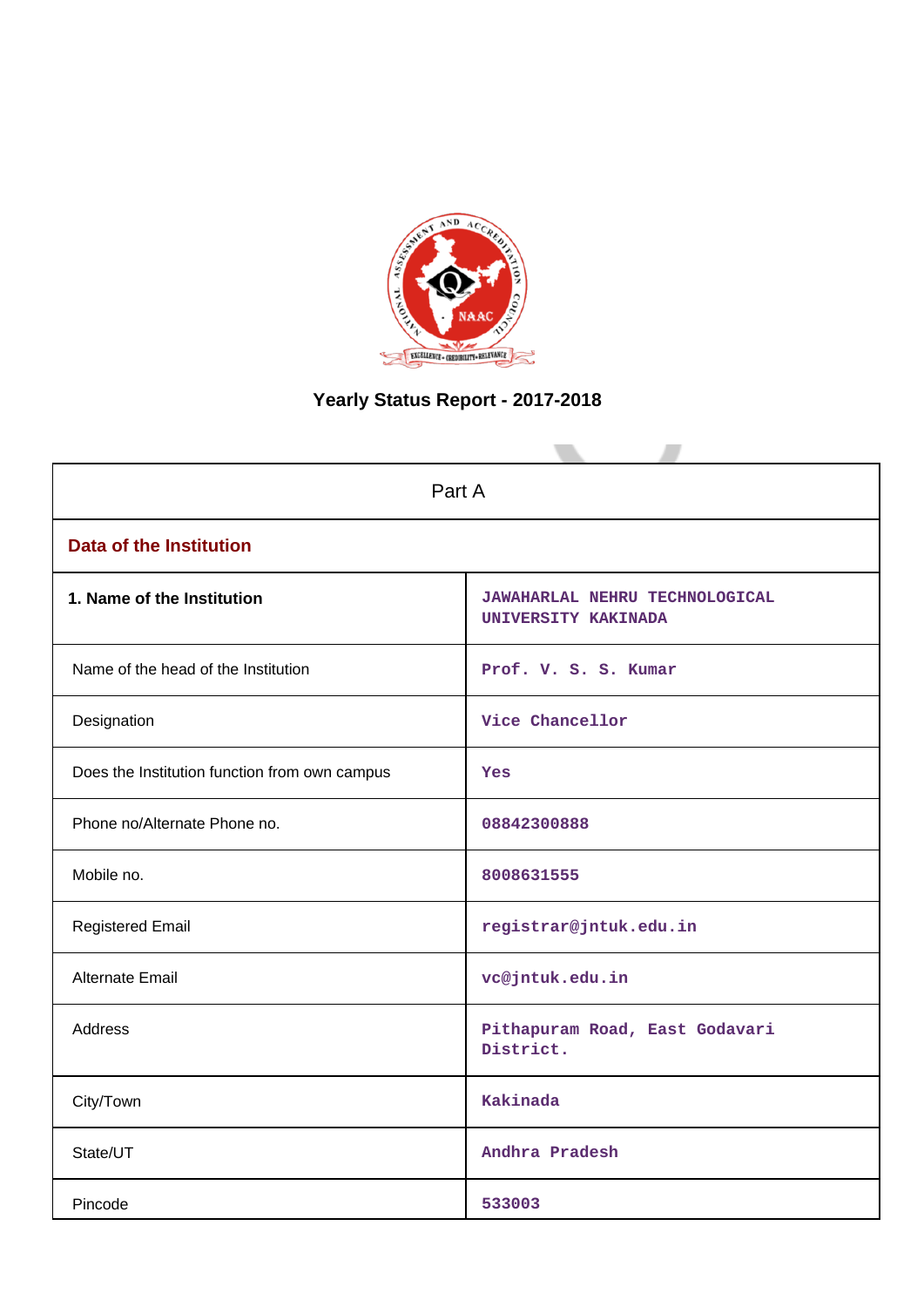# Yearly Status Report - 2017-2018

| Part A | |
|---|---|
| **Data of the Institution** | |
| **1. Name of the Institution** | JAWAHARLAL NEHRU TECHNOLOGICAL UNIVERSITY KAKINADA |
| Name of the head of the Institution | Prof. V. S. S. Kumar |
| Designation | Vice Chancellor |
| Does the Institution function from own campus | Yes |
| Phone no/Alternate Phone no. | 08842300888 |
| Mobile no. | 8008631555 |
| Registered Email | registrar@jntuk.edu.in |
| Alternate Email | vc@jntuk.edu.in |
| Address | Pithapuram Road, East Godavari District. |
| City/Town | Kakinada |
| State/UT | Andhra Pradesh |
| Pincode | 533003 |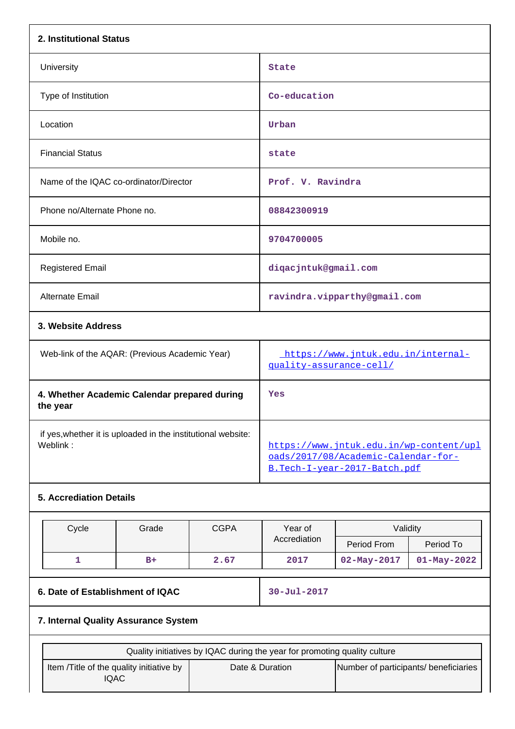## 2. Institutional Status

| | |
|---|---|
| University | State |
| Type of Institution | Co-education |
| Location | Urban |
| Financial Status | state |
| Name of the IQAC co-ordinator/Director | Prof. V. Ravindra |
| Phone no/Alternate Phone no. | 08842300919 |
| Mobile no. | 9704700005 |
| Registered Email | diqacjntuk@gmail.com |
| Alternate Email | ravindra.vipparthy@gmail.com |

## 3. Website Address

| | |
|---|---|
| Web-link of the AQAR: (Previous Academic Year) | https://www.jntuk.edu.in/internal-quality-assurance-cell/ |
| **4. Whether Academic Calendar prepared during the year** | Yes |
| if yes,whether it is uploaded in the institutional website: Weblink : | https://www.jntuk.edu.in/wp-content/uploads/2017/08/Academic-Calendar-for-B.Tech-I-year-2017-Batch.pdf |

## 5. Accrediation Details

| Cycle | Grade | CGPA | Year of Accrediation | Validity | |
|---|---|---|---|---|---|
| | | | | Period From | Period To |
| 1 | B+ | 2.67 | 2017 | 02-May-2017 | 01-May-2022 |

| | |
|---|---|
| **6. Date of Establishment of IQAC** | 30-Jul-2017 |

## 7. Internal Quality Assurance System

| Quality initiatives by IQAC during the year for promoting quality culture | | |
|---|---|---|
| Item /Title of the quality initiative by IQAC | Date & Duration | Number of participants/ beneficiaries |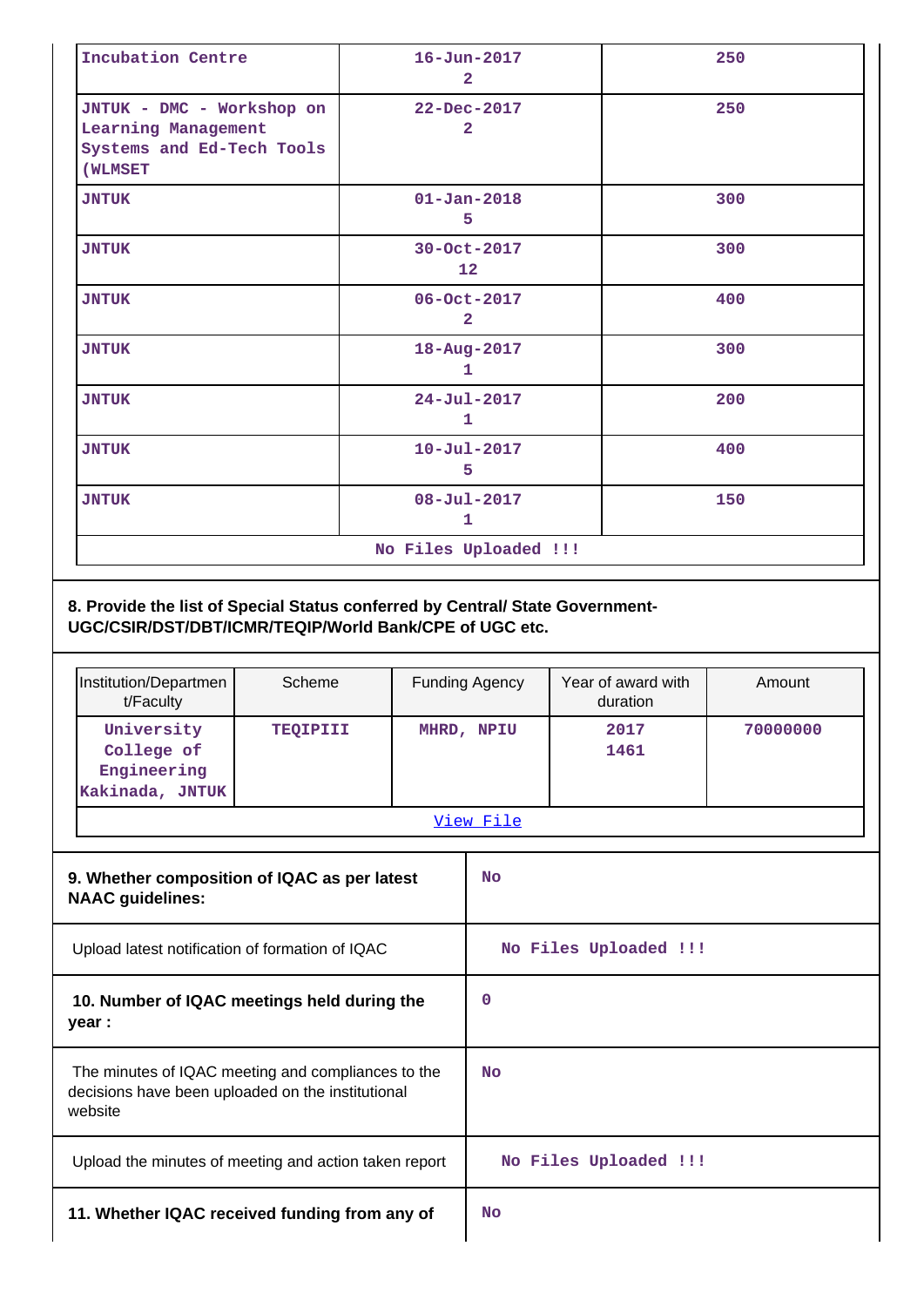| | | |
|---|---|---|
| Incubation Centre | 16-Jun-2017<br>2 | 250 |
| JNTUK - DMC - Workshop on Learning Management Systems and Ed-Tech Tools (WLMSET | 22-Dec-2017<br>2 | 250 |
| JNTUK | 01-Jan-2018<br>5 | 300 |
| JNTUK | 30-Oct-2017<br>12 | 300 |
| JNTUK | 06-Oct-2017<br>2 | 400 |
| JNTUK | 18-Aug-2017<br>1 | 300 |
| JNTUK | 24-Jul-2017<br>1 | 200 |
| JNTUK | 10-Jul-2017<br>5 | 400 |
| JNTUK | 08-Jul-2017<br>1 | 150 |
| No Files Uploaded !!! | | |

**8. Provide the list of Special Status conferred by Central/ State Government- UGC/CSIR/DST/DBT/ICMR/TEQIP/World Bank/CPE of UGC etc.**

| Institution/Department/Faculty | Scheme | Funding Agency | Year of award with duration | Amount |
|---|---|---|---|---|
| University College of Engineering Kakinada, JNTUK | TEQIPIII | MHRD, NPIU | 2017<br>1461 | 70000000 |
| View File | | | | |

| | |
|---|---|
| **9. Whether composition of IQAC as per latest NAAC guidelines:** | No |
| Upload latest notification of formation of IQAC | No Files Uploaded !!! |
| **10. Number of IQAC meetings held during the year :** | 0 |
| The minutes of IQAC meeting and compliances to the decisions have been uploaded on the institutional website | No |
| Upload the minutes of meeting and action taken report | No Files Uploaded !!! |
| **11. Whether IQAC received funding from any of** | No |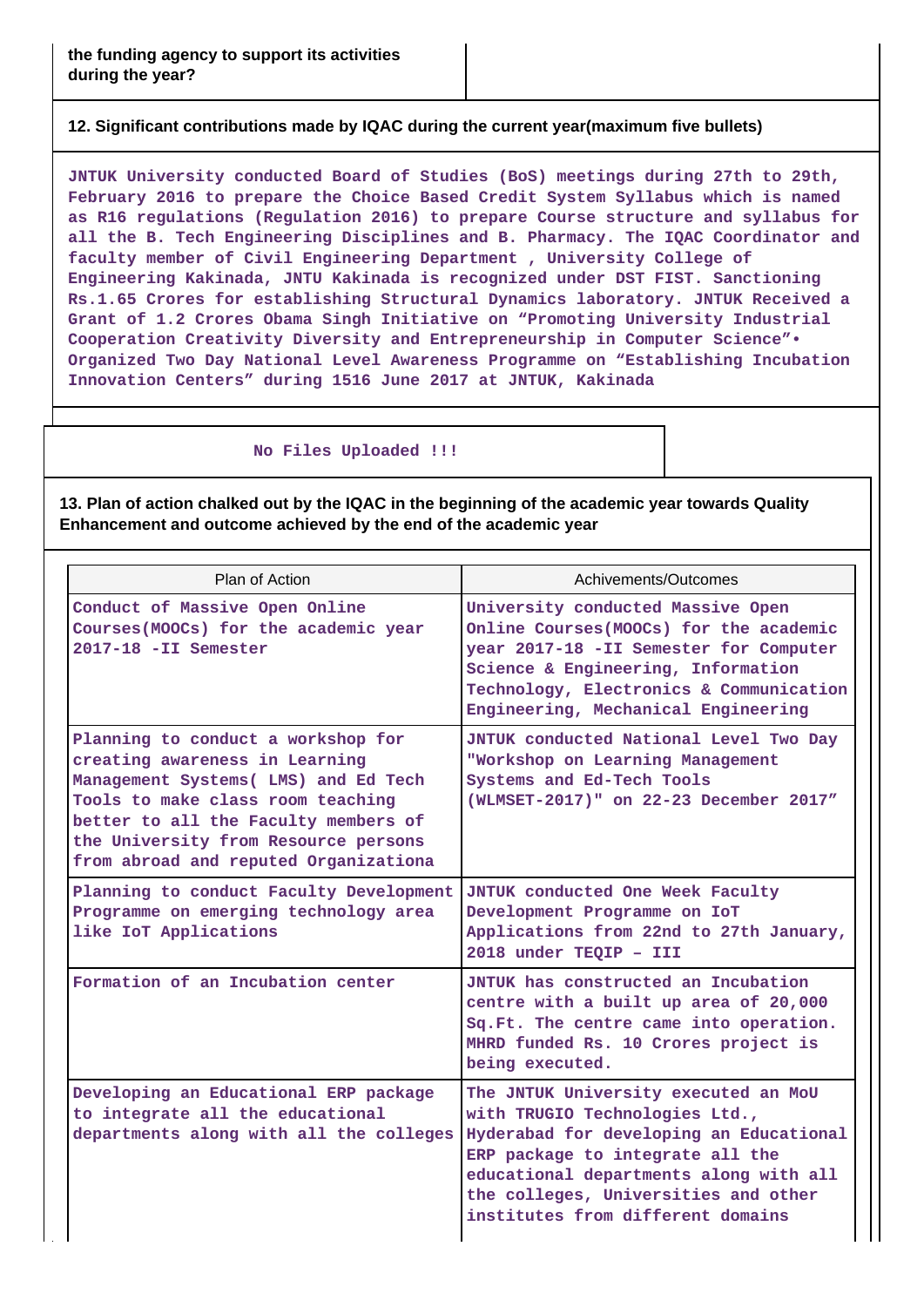| the funding agency to support its activities during the year? | |
|---|---|

**12. Significant contributions made by IQAC during the current year(maximum five bullets)**

JNTUK University conducted Board of Studies (BoS) meetings during 27th to 29th, February 2016 to prepare the Choice Based Credit System Syllabus which is named as R16 regulations (Regulation 2016) to prepare Course structure and syllabus for all the B. Tech Engineering Disciplines and B. Pharmacy. The IQAC Coordinator and faculty member of Civil Engineering Department , University College of Engineering Kakinada, JNTU Kakinada is recognized under DST FIST. Sanctioning Rs.1.65 Crores for establishing Structural Dynamics laboratory. JNTUK Received a Grant of 1.2 Crores Obama Singh Initiative on “Promoting University Industrial Cooperation Creativity Diversity and Entrepreneurship in Computer Science”• Organized Two Day National Level Awareness Programme on “Establishing Incubation Innovation Centers” during 1516 June 2017 at JNTUK, Kakinada

No Files Uploaded !!!

**13. Plan of action chalked out by the IQAC in the beginning of the academic year towards Quality Enhancement and outcome achieved by the end of the academic year**

| Plan of Action | Achivements/Outcomes |
|---|---|
| Conduct of Massive Open Online Courses(MOOCs) for the academic year 2017-18 -II Semester | University conducted Massive Open Online Courses(MOOCs) for the academic year 2017-18 -II Semester for Computer Science & Engineering, Information Technology, Electronics & Communication Engineering, Mechanical Engineering |
| Planning to conduct a workshop for creating awareness in Learning Management Systems( LMS) and Ed Tech Tools to make class room teaching better to all the Faculty members of the University from Resource persons from abroad and reputed Organizationa | JNTUK conducted National Level Two Day "Workshop on Learning Management Systems and Ed-Tech Tools (WLMSET-2017)" on 22-23 December 2017” |
| Planning to conduct Faculty Development Programme on emerging technology area like IoT Applications | JNTUK conducted One Week Faculty Development Programme on IoT Applications from 22nd to 27th January, 2018 under TEQIP – III |
| Formation of an Incubation center | JNTUK has constructed an Incubation centre with a built up area of 20,000 Sq.Ft. The centre came into operation. MHRD funded Rs. 10 Crores project is being executed. |
| Developing an Educational ERP package to integrate all the educational departments along with all the colleges | The JNTUK University executed an MoU with TRUGIO Technologies Ltd., Hyderabad for developing an Educational ERP package to integrate all the educational departments along with all the colleges, Universities and other institutes from different domains |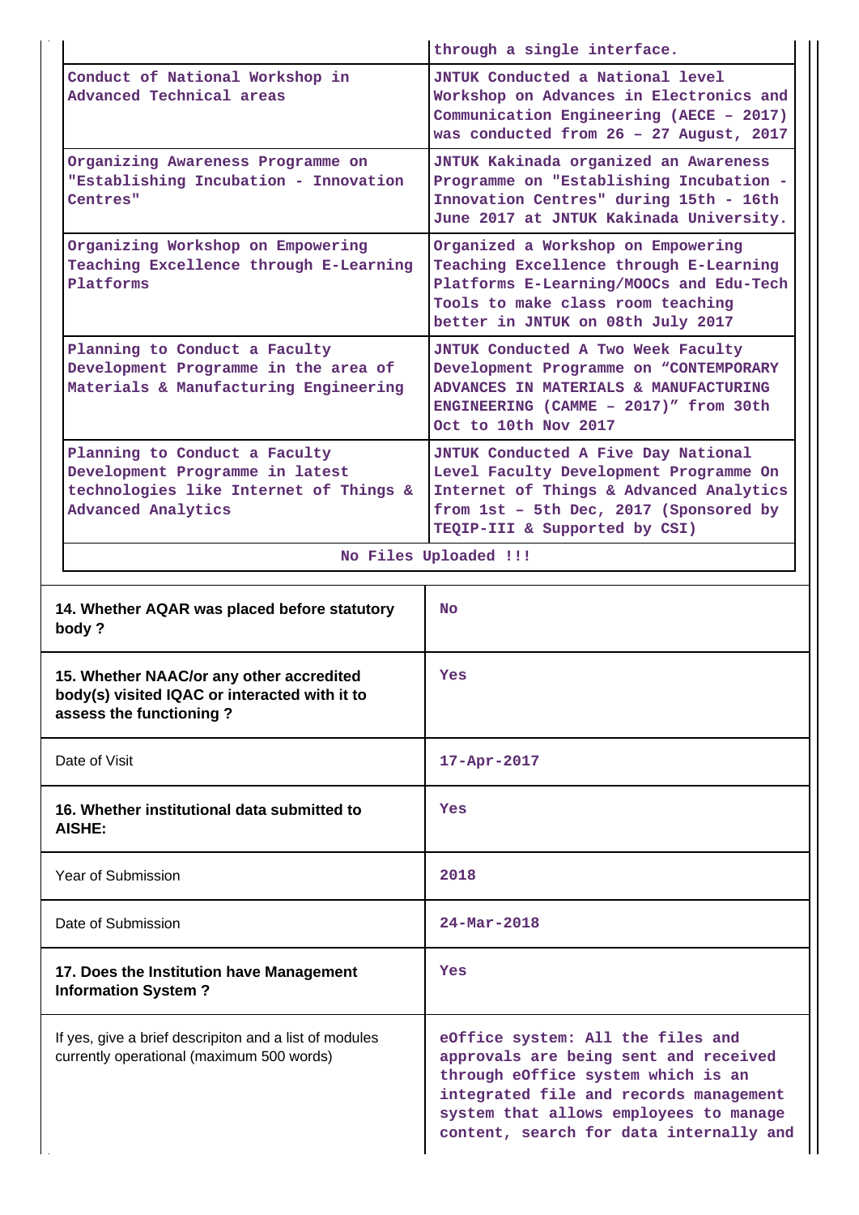| | |
|---|---|
| | through a single interface. |
| Conduct of National Workshop in Advanced Technical areas | JNTUK Conducted a National level Workshop on Advances in Electronics and Communication Engineering (AECE – 2017) was conducted from 26 – 27 August, 2017 |
| Organizing Awareness Programme on "Establishing Incubation - Innovation Centres" | JNTUK Kakinada organized an Awareness Programme on "Establishing Incubation - Innovation Centres" during 15th - 16th June 2017 at JNTUK Kakinada University. |
| Organizing Workshop on Empowering Teaching Excellence through E-Learning Platforms | Organized a Workshop on Empowering Teaching Excellence through E-Learning Platforms E-Learning/MOOCs and Edu-Tech Tools to make class room teaching better in JNTUK on 08th July 2017 |
| Planning to Conduct a Faculty Development Programme in the area of Materials & Manufacturing Engineering | JNTUK Conducted A Two Week Faculty Development Programme on "CONTEMPORARY ADVANCES IN MATERIALS & MANUFACTURING ENGINEERING (CAMME – 2017)" from 30th Oct to 10th Nov 2017 |
| Planning to Conduct a Faculty Development Programme in latest technologies like Internet of Things & Advanced Analytics | JNTUK Conducted A Five Day National Level Faculty Development Programme On Internet of Things & Advanced Analytics from 1st – 5th Dec, 2017 (Sponsored by TEQIP-III & Supported by CSI) |
| No Files Uploaded !!! | |

| | |
|---|---|
| **14. Whether AQAR was placed before statutory body ?** | No |
| **15. Whether NAAC/or any other accredited body(s) visited IQAC or interacted with it to assess the functioning ?** | Yes |
| Date of Visit | 17-Apr-2017 |
| **16. Whether institutional data submitted to AISHE:** | Yes |
| Year of Submission | 2018 |
| Date of Submission | 24-Mar-2018 |
| **17. Does the Institution have Management Information System ?** | Yes |
| If yes, give a brief descripiton and a list of modules currently operational (maximum 500 words) | eOffice system: All the files and approvals are being sent and received through eOffice system which is an integrated file and records management system that allows employees to manage content, search for data internally and |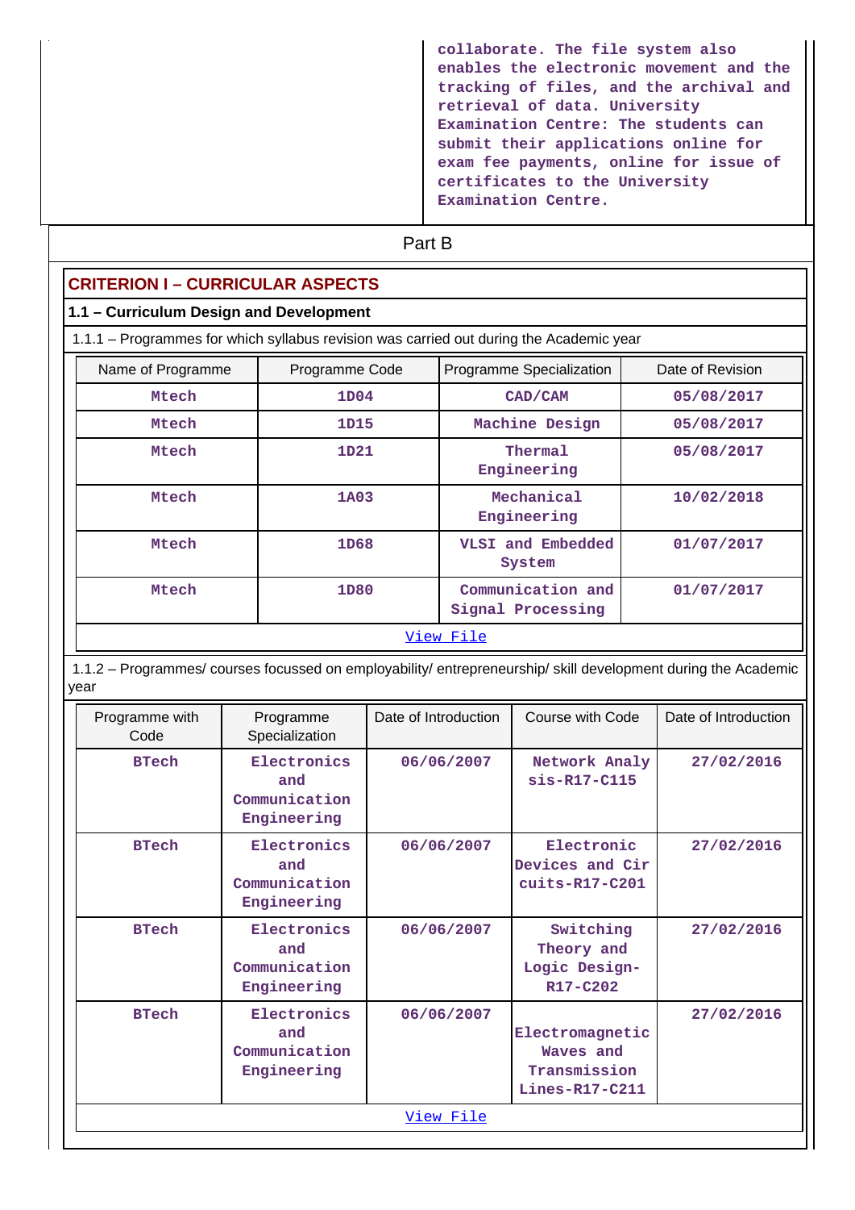collaborate. The file system also enables the electronic movement and the tracking of files, and the archival and retrieval of data. University Examination Centre: The students can submit their applications online for exam fee payments, online for issue of certificates to the University Examination Centre.

## Part B

## CRITERION I – CURRICULAR ASPECTS

### 1.1 – Curriculum Design and Development

1.1.1 – Programmes for which syllabus revision was carried out during the Academic year

| Name of Programme | Programme Code | Programme Specialization | Date of Revision |
|---|---|---|---|
| Mtech | 1D04 | CAD/CAM | 05/08/2017 |
| Mtech | 1D15 | Machine Design | 05/08/2017 |
| Mtech | 1D21 | Thermal Engineering | 05/08/2017 |
| Mtech | 1A03 | Mechanical Engineering | 10/02/2018 |
| Mtech | 1D68 | VLSI and Embedded System | 01/07/2017 |
| Mtech | 1D80 | Communication and Signal Processing | 01/07/2017 |

View File

1.1.2 – Programmes/ courses focussed on employability/ entrepreneurship/ skill development during the Academic year

| Programme with Code | Programme Specialization | Date of Introduction | Course with Code | Date of Introduction |
|---|---|---|---|---|
| BTech | Electronics and Communication Engineering | 06/06/2007 | Network Analysis-R17-C115 | 27/02/2016 |
| BTech | Electronics and Communication Engineering | 06/06/2007 | Electronic Devices and Circuits-R17-C201 | 27/02/2016 |
| BTech | Electronics and Communication Engineering | 06/06/2007 | Switching Theory and Logic Design-R17-C202 | 27/02/2016 |
| BTech | Electronics and Communication Engineering | 06/06/2007 | Electromagnetic Waves and Transmission Lines-R17-C211 | 27/02/2016 |

View File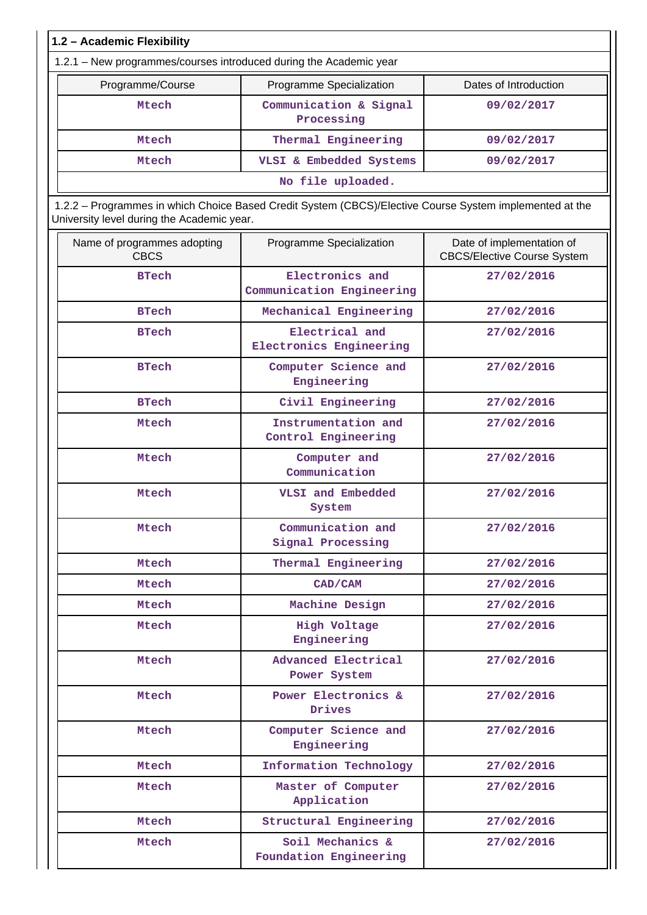**1.2 – Academic Flexibility**

1.2.1 – New programmes/courses introduced during the Academic year

| Programme/Course | Programme Specialization | Dates of Introduction |
|---|---|---|
| Mtech | Communication & Signal Processing | 09/02/2017 |
| Mtech | Thermal Engineering | 09/02/2017 |
| Mtech | VLSI & Embedded Systems | 09/02/2017 |
| No file uploaded. | | |

1.2.2 – Programmes in which Choice Based Credit System (CBCS)/Elective Course System implemented at the University level during the Academic year.

| Name of programmes adopting CBCS | Programme Specialization | Date of implementation of CBCS/Elective Course System |
|---|---|---|
| BTech | Electronics and Communication Engineering | 27/02/2016 |
| BTech | Mechanical Engineering | 27/02/2016 |
| BTech | Electrical and Electronics Engineering | 27/02/2016 |
| BTech | Computer Science and Engineering | 27/02/2016 |
| BTech | Civil Engineering | 27/02/2016 |
| Mtech | Instrumentation and Control Engineering | 27/02/2016 |
| Mtech | Computer and Communication | 27/02/2016 |
| Mtech | VLSI and Embedded System | 27/02/2016 |
| Mtech | Communication and Signal Processing | 27/02/2016 |
| Mtech | Thermal Engineering | 27/02/2016 |
| Mtech | CAD/CAM | 27/02/2016 |
| Mtech | Machine Design | 27/02/2016 |
| Mtech | High Voltage Engineering | 27/02/2016 |
| Mtech | Advanced Electrical Power System | 27/02/2016 |
| Mtech | Power Electronics & Drives | 27/02/2016 |
| Mtech | Computer Science and Engineering | 27/02/2016 |
| Mtech | Information Technology | 27/02/2016 |
| Mtech | Master of Computer Application | 27/02/2016 |
| Mtech | Structural Engineering | 27/02/2016 |
| Mtech | Soil Mechanics & Foundation Engineering | 27/02/2016 |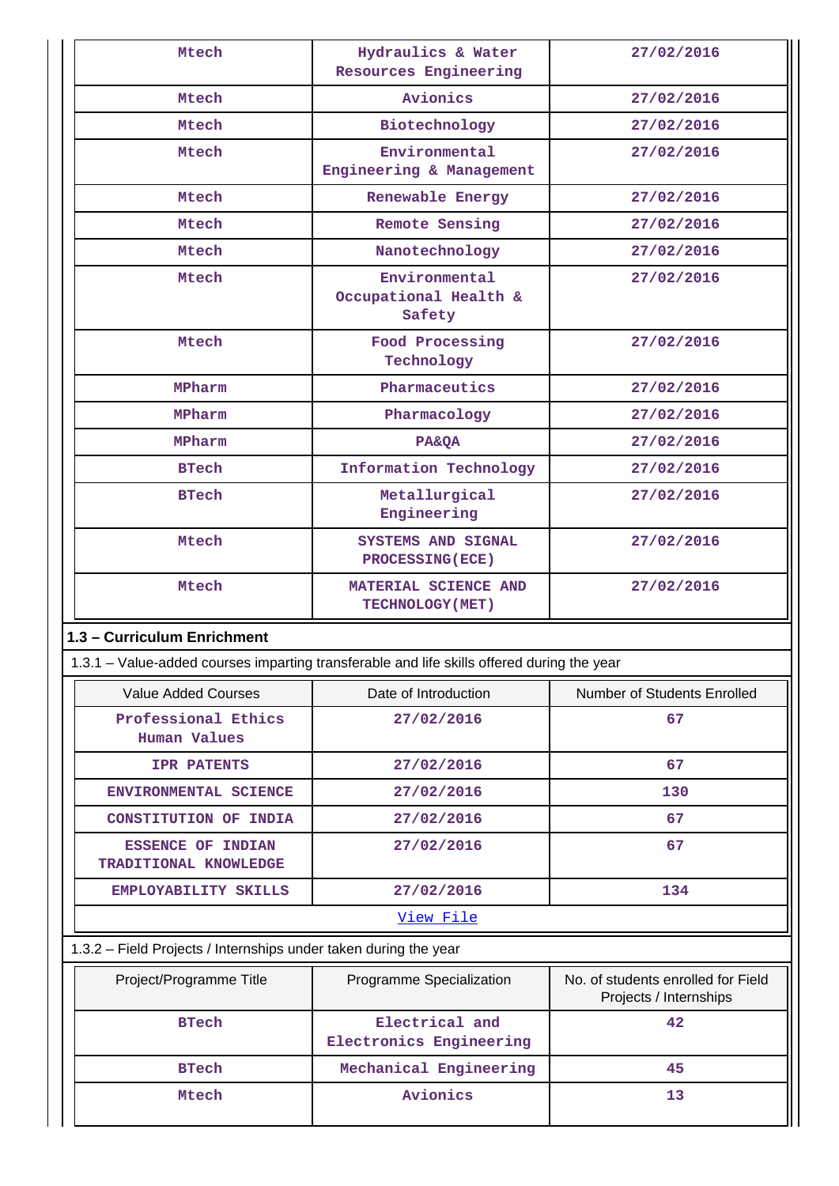| Mtech | Hydraulics & Water Resources Engineering | 27/02/2016 |
|---|---|---|
| Mtech | Avionics | 27/02/2016 |
| Mtech | Biotechnology | 27/02/2016 |
| Mtech | Environmental Engineering & Management | 27/02/2016 |
| Mtech | Renewable Energy | 27/02/2016 |
| Mtech | Remote Sensing | 27/02/2016 |
| Mtech | Nanotechnology | 27/02/2016 |
| Mtech | Environmental Occupational Health & Safety | 27/02/2016 |
| Mtech | Food Processing Technology | 27/02/2016 |
| MPharm | Pharmaceutics | 27/02/2016 |
| MPharm | Pharmacology | 27/02/2016 |
| MPharm | PA&QA | 27/02/2016 |
| BTech | Information Technology | 27/02/2016 |
| BTech | Metallurgical Engineering | 27/02/2016 |
| Mtech | SYSTEMS AND SIGNAL PROCESSING(ECE) | 27/02/2016 |
| Mtech | MATERIAL SCIENCE AND TECHNOLOGY(MET) | 27/02/2016 |

**1.3 – Curriculum Enrichment**

1.3.1 – Value-added courses imparting transferable and life skills offered during the year

| Value Added Courses | Date of Introduction | Number of Students Enrolled |
|---|---|---|
| Professional Ethics Human Values | 27/02/2016 | 67 |
| IPR PATENTS | 27/02/2016 | 67 |
| ENVIRONMENTAL SCIENCE | 27/02/2016 | 130 |
| CONSTITUTION OF INDIA | 27/02/2016 | 67 |
| ESSENCE OF INDIAN TRADITIONAL KNOWLEDGE | 27/02/2016 | 67 |
| EMPLOYABILITY SKILLS | 27/02/2016 | 134 |
| View File | | |

1.3.2 – Field Projects / Internships under taken during the year

| Project/Programme Title | Programme Specialization | No. of students enrolled for Field Projects / Internships |
|---|---|---|
| BTech | Electrical and Electronics Engineering | 42 |
| BTech | Mechanical Engineering | 45 |
| Mtech | Avionics | 13 |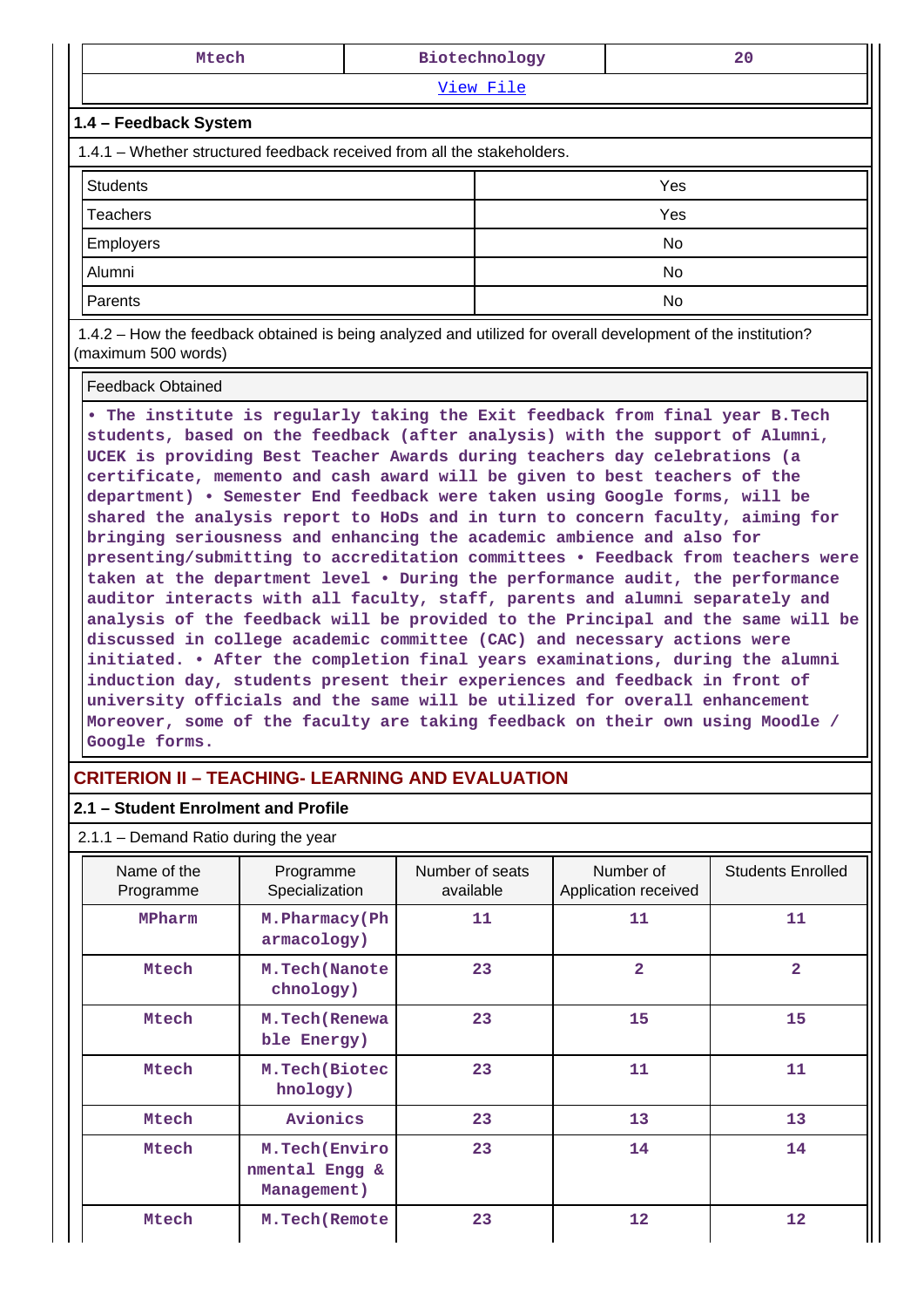| Mtech | Biotechnology | 20 |
|---|---|---|

View File

### 1.4 – Feedback System

1.4.1 – Whether structured feedback received from all the stakeholders.

| | |
|---|---|
| Students | Yes |
| Teachers | Yes |
| Employers | No |
| Alumni | No |
| Parents | No |

1.4.2 – How the feedback obtained is being analyzed and utilized for overall development of the institution? (maximum 500 words)

| Feedback Obtained |
|---|
| • The institute is regularly taking the Exit feedback from final year B.Tech students, based on the feedback (after analysis) with the support of Alumni, UCEK is providing Best Teacher Awards during teachers day celebrations (a certificate, memento and cash award will be given to best teachers of the department) • Semester End feedback were taken using Google forms, will be shared the analysis report to HoDs and in turn to concern faculty, aiming for bringing seriousness and enhancing the academic ambience and also for presenting/submitting to accreditation committees • Feedback from teachers were taken at the department level • During the performance audit, the performance auditor interacts with all faculty, staff, parents and alumni separately and analysis of the feedback will be provided to the Principal and the same will be discussed in college academic committee (CAC) and necessary actions were initiated. • After the completion final years examinations, during the alumni induction day, students present their experiences and feedback in front of university officials and the same will be utilized for overall enhancement Moreover, some of the faculty are taking feedback on their own using Moodle / Google forms. |

## CRITERION II – TEACHING- LEARNING AND EVALUATION

### 2.1 – Student Enrolment and Profile

2.1.1 – Demand Ratio during the year

| Name of the Programme | Programme Specialization | Number of seats available | Number of Application received | Students Enrolled |
|---|---|---|---|---|
| MPharm | M.Pharmacy(Pharmacology) | 11 | 11 | 11 |
| Mtech | M.Tech(Nanotechnology) | 23 | 2 | 2 |
| Mtech | M.Tech(Renewable Energy) | 23 | 15 | 15 |
| Mtech | M.Tech(Biotechnology) | 23 | 11 | 11 |
| Mtech | Avionics | 23 | 13 | 13 |
| Mtech | M.Tech(Environmental Engg & Management) | 23 | 14 | 14 |
| Mtech | M.Tech(Remote | 23 | 12 | 12 |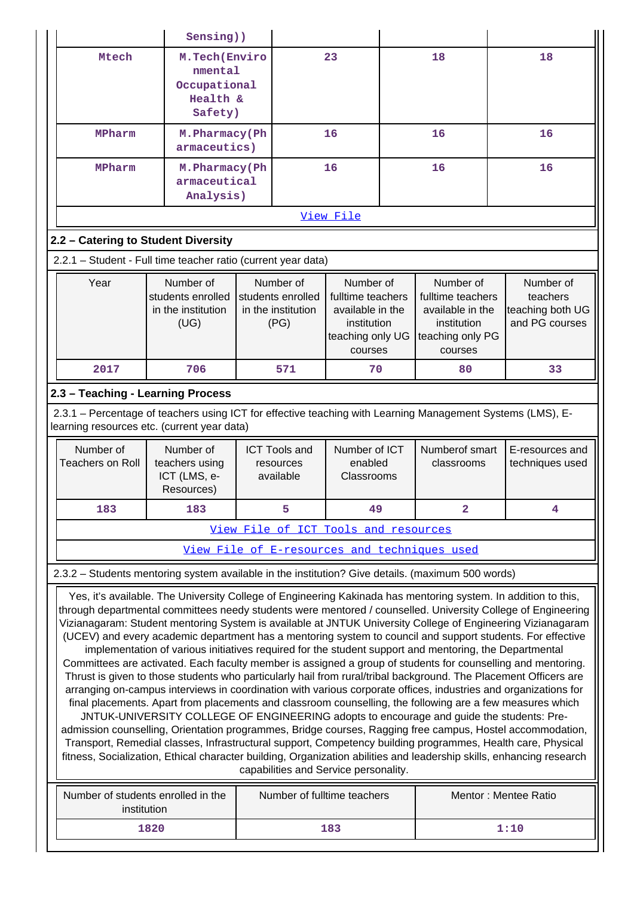| | Sensing)) | | | |
|---|---|---|---|---|
| Mtech | M.Tech(Environmental Occupational Health & Safety) | 23 | 18 | 18 |
| MPharm | M.Pharmacy(Pharmaceutics) | 16 | 16 | 16 |
| MPharm | M.Pharmacy(Pharmaceutical Analysis) | 16 | 16 | 16 |

View File

## 2.2 – Catering to Student Diversity

2.2.1 – Student - Full time teacher ratio (current year data)

| Year | Number of students enrolled in the institution (UG) | Number of students enrolled in the institution (PG) | Number of fulltime teachers available in the institution teaching only UG courses | Number of fulltime teachers available in the institution teaching only PG courses | Number of teachers teaching both UG and PG courses |
|---|---|---|---|---|---|
| 2017 | 706 | 571 | 70 | 80 | 33 |

## 2.3 – Teaching - Learning Process

2.3.1 – Percentage of teachers using ICT for effective teaching with Learning Management Systems (LMS), E-learning resources etc. (current year data)

| Number of Teachers on Roll | Number of teachers using ICT (LMS, e-Resources) | ICT Tools and resources available | Number of ICT enabled Classrooms | Numberof smart classrooms | E-resources and techniques used |
|---|---|---|---|---|---|
| 183 | 183 | 5 | 49 | 2 | 4 |

View File of ICT Tools and resources

View File of E-resources and techniques used

2.3.2 – Students mentoring system available in the institution? Give details. (maximum 500 words)

Yes, it's available. The University College of Engineering Kakinada has mentoring system. In addition to this, through departmental committees needy students were mentored / counselled. University College of Engineering Vizianagaram: Student mentoring System is available at JNTUK University College of Engineering Vizianagaram (UCEV) and every academic department has a mentoring system to council and support students. For effective implementation of various initiatives required for the student support and mentoring, the Departmental Committees are activated. Each faculty member is assigned a group of students for counselling and mentoring. Thrust is given to those students who particularly hail from rural/tribal background. The Placement Officers are arranging on-campus interviews in coordination with various corporate offices, industries and organizations for final placements. Apart from placements and classroom counselling, the following are a few measures which JNTUK-UNIVERSITY COLLEGE OF ENGINEERING adopts to encourage and guide the students: Pre-admission counselling, Orientation programmes, Bridge courses, Ragging free campus, Hostel accommodation, Transport, Remedial classes, Infrastructural support, Competency building programmes, Health care, Physical fitness, Socialization, Ethical character building, Organization abilities and leadership skills, enhancing research capabilities and Service personality.

| Number of students enrolled in the institution | Number of fulltime teachers | Mentor : Mentee Ratio |
|---|---|---|
| 1820 | 183 | 1:10 |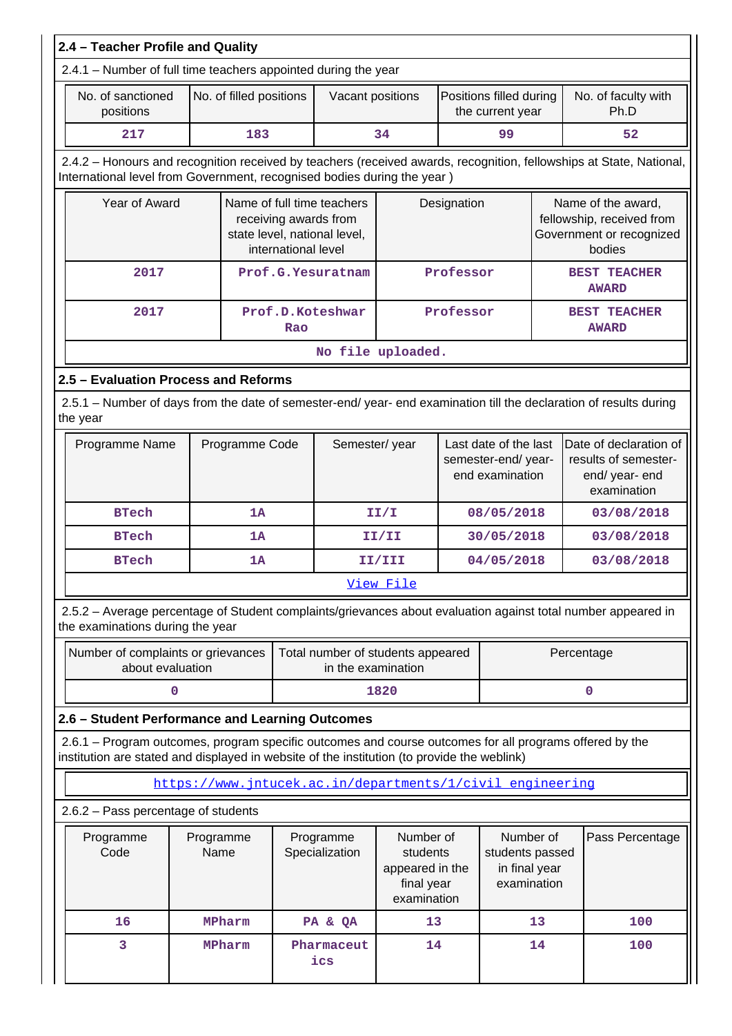## 2.4 – Teacher Profile and Quality

2.4.1 – Number of full time teachers appointed during the year

| No. of sanctioned positions | No. of filled positions | Vacant positions | Positions filled during the current year | No. of faculty with Ph.D |
|---|---|---|---|---|
| 217 | 183 | 34 | 99 | 52 |

2.4.2 – Honours and recognition received by teachers (received awards, recognition, fellowships at State, National, International level from Government, recognised bodies during the year )

| Year of Award | Name of full time teachers receiving awards from state level, national level, international level | Designation | Name of the award, fellowship, received from Government or recognized bodies |
|---|---|---|---|
| 2017 | Prof.G.Yesuratnam | Professor | BEST TEACHER AWARD |
| 2017 | Prof.D.Koteshwar Rao | Professor | BEST TEACHER AWARD |
| No file uploaded. | | | |

## 2.5 – Evaluation Process and Reforms

2.5.1 – Number of days from the date of semester-end/ year- end examination till the declaration of results during the year

| Programme Name | Programme Code | Semester/ year | Last date of the last semester-end/ year- end examination | Date of declaration of results of semester- end/ year- end examination |
|---|---|---|---|---|
| BTech | 1A | II/I | 08/05/2018 | 03/08/2018 |
| BTech | 1A | II/II | 30/05/2018 | 03/08/2018 |
| BTech | 1A | II/III | 04/05/2018 | 03/08/2018 |
| View File | | | | |

2.5.2 – Average percentage of Student complaints/grievances about evaluation against total number appeared in the examinations during the year

| Number of complaints or grievances about evaluation | Total number of students appeared in the examination | Percentage |
|---|---|---|
| 0 | 1820 | 0 |

## 2.6 – Student Performance and Learning Outcomes

2.6.1 – Program outcomes, program specific outcomes and course outcomes for all programs offered by the institution are stated and displayed in website of the institution (to provide the weblink)

https://www.jntucek.ac.in/departments/1/civil_engineering

2.6.2 – Pass percentage of students

| Programme Code | Programme Name | Programme Specialization | Number of students appeared in the final year examination | Number of students passed in final year examination | Pass Percentage |
|---|---|---|---|---|---|
| 16 | MPharm | PA & QA | 13 | 13 | 100 |
| 3 | MPharm | Pharmaceutics | 14 | 14 | 100 |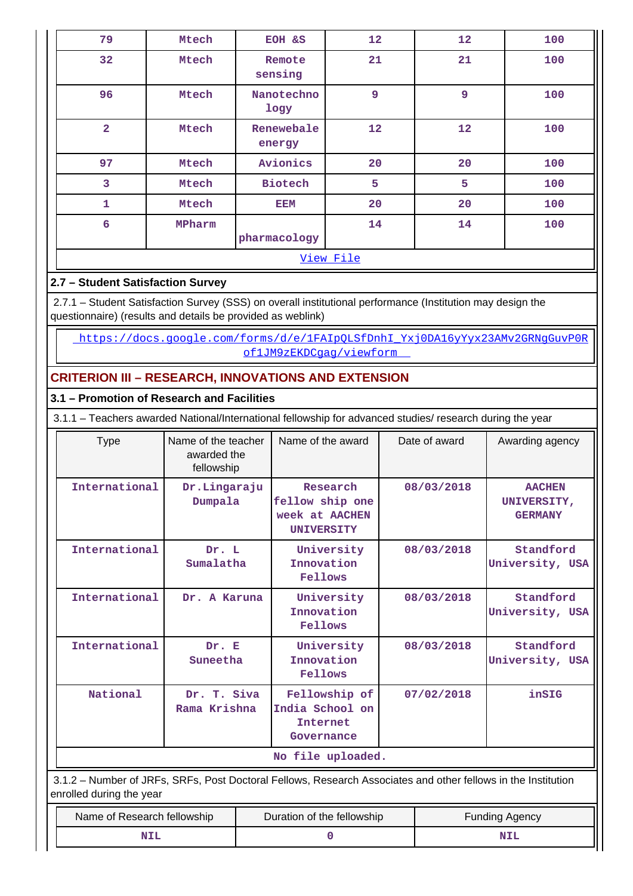| 79 | Mtech | EOH &S | 12 | 12 | 100 |
|---|---|---|---|---|---|
| 32 | Mtech | Remote sensing | 21 | 21 | 100 |
| 96 | Mtech | Nanotechno logy | 9 | 9 | 100 |
| 2 | Mtech | Renewebale energy | 12 | 12 | 100 |
| 97 | Mtech | Avionics | 20 | 20 | 100 |
| 3 | Mtech | Biotech | 5 | 5 | 100 |
| 1 | Mtech | EEM | 20 | 20 | 100 |
| 6 | MPharm | pharmacology | 14 | 14 | 100 |

View File

**2.7 – Student Satisfaction Survey**

2.7.1 – Student Satisfaction Survey (SSS) on overall institutional performance (Institution may design the questionnaire) (results and details be provided as weblink)

https://docs.google.com/forms/d/e/1FAIpQLSfDnhI_Yxj0DA16yYyx23AMv2GRNgGuvP0Rof1JM9zEKDCgag/viewform

## CRITERION III – RESEARCH, INNOVATIONS AND EXTENSION

**3.1 – Promotion of Research and Facilities**

3.1.1 – Teachers awarded National/International fellowship for advanced studies/ research during the year

| Type | Name of the teacher awarded the fellowship | Name of the award | Date of award | Awarding agency |
|---|---|---|---|---|
| International | Dr.Lingaraju Dumpala | Research fellow ship one week at AACHEN UNIVERSITY | 08/03/2018 | AACHEN UNIVERSITY, GERMANY |
| International | Dr. L Sumalatha | University Innovation Fellows | 08/03/2018 | Standford University, USA |
| International | Dr. A Karuna | University Innovation Fellows | 08/03/2018 | Standford University, USA |
| International | Dr. E Suneetha | University Innovation Fellows | 08/03/2018 | Standford University, USA |
| National | Dr. T. Siva Rama Krishna | Fellowship of India School on Internet Governance | 07/02/2018 | inSIG |

No file uploaded.

3.1.2 – Number of JRFs, SRFs, Post Doctoral Fellows, Research Associates and other fellows in the Institution enrolled during the year

| Name of Research fellowship | Duration of the fellowship | Funding Agency |
|---|---|---|
| NIL | 0 | NIL |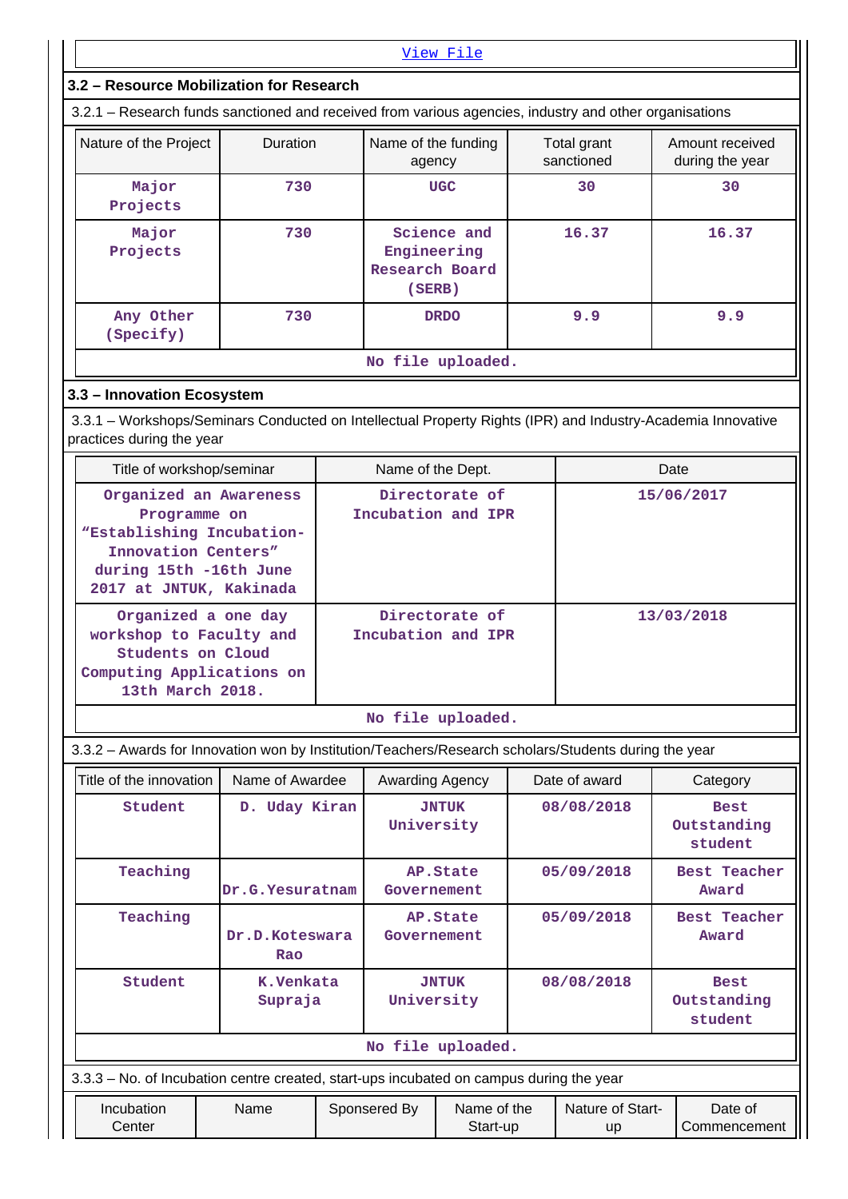View File

### 3.2 – Resource Mobilization for Research

3.2.1 – Research funds sanctioned and received from various agencies, industry and other organisations

| Nature of the Project | Duration | Name of the funding agency | Total grant sanctioned | Amount received during the year |
|---|---|---|---|---|
| Major Projects | 730 | UGC | 30 | 30 |
| Major Projects | 730 | Science and Engineering Research Board (SERB) | 16.37 | 16.37 |
| Any Other (Specify) | 730 | DRDO | 9.9 | 9.9 |

No file uploaded.

### 3.3 – Innovation Ecosystem

3.3.1 – Workshops/Seminars Conducted on Intellectual Property Rights (IPR) and Industry-Academia Innovative practices during the year

| Title of workshop/seminar | Name of the Dept. | Date |
|---|---|---|
| Organized an Awareness Programme on “Establishing Incubation-Innovation Centers” during 15th -16th June 2017 at JNTUK, Kakinada | Directorate of Incubation and IPR | 15/06/2017 |
| Organized a one day workshop to Faculty and Students on Cloud Computing Applications on 13th March 2018. | Directorate of Incubation and IPR | 13/03/2018 |

No file uploaded.

3.3.2 – Awards for Innovation won by Institution/Teachers/Research scholars/Students during the year

| Title of the innovation | Name of Awardee | Awarding Agency | Date of award | Category |
|---|---|---|---|---|
| Student | D. Uday Kiran | JNTUK University | 08/08/2018 | Best Outstanding student |
| Teaching | Dr.G.Yesuratnam | AP.State Governement | 05/09/2018 | Best Teacher Award |
| Teaching | Dr.D.Koteswara Rao | AP.State Governement | 05/09/2018 | Best Teacher Award |
| Student | K.Venkata Supraja | JNTUK University | 08/08/2018 | Best Outstanding student |

No file uploaded.

3.3.3 – No. of Incubation centre created, start-ups incubated on campus during the year

| Incubation Center | Name | Sponsered By | Name of the Start-up | Nature of Start-up | Date of Commencement |
|---|---|---|---|---|---|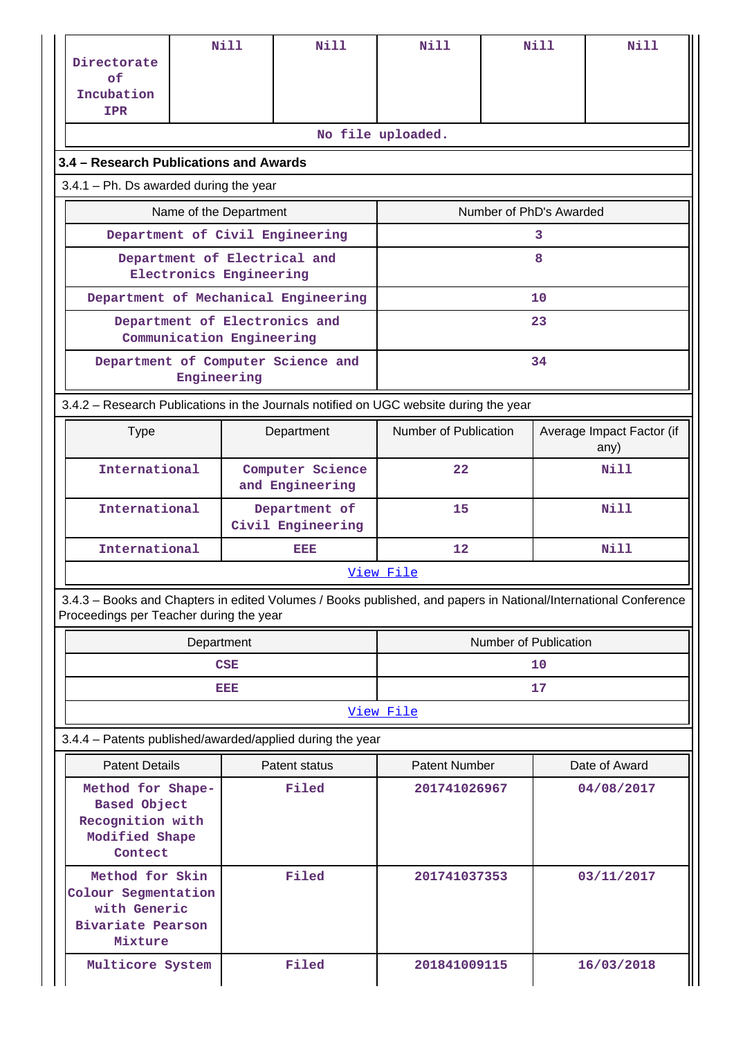| Directorate of Incubation IPR | Nill | Nill | Nill | Nill | Nill |
|---|---|---|---|---|---|
| No file uploaded. | | | | | |

## 3.4 – Research Publications and Awards

3.4.1 – Ph. Ds awarded during the year

| Name of the Department | Number of PhD's Awarded |
|---|---|
| Department of Civil Engineering | 3 |
| Department of Electrical and Electronics Engineering | 8 |
| Department of Mechanical Engineering | 10 |
| Department of Electronics and Communication Engineering | 23 |
| Department of Computer Science and Engineering | 34 |

3.4.2 – Research Publications in the Journals notified on UGC website during the year

| Type | Department | Number of Publication | Average Impact Factor (if any) |
|---|---|---|---|
| International | Computer Science and Engineering | 22 | Nill |
| International | Department of Civil Engineering | 15 | Nill |
| International | EEE | 12 | Nill |
| View File | | | |

3.4.3 – Books and Chapters in edited Volumes / Books published, and papers in National/International Conference Proceedings per Teacher during the year

| Department | Number of Publication |
|---|---|
| CSE | 10 |
| EEE | 17 |
| View File | |

3.4.4 – Patents published/awarded/applied during the year

| Patent Details | Patent status | Patent Number | Date of Award |
|---|---|---|---|
| Method for Shape-Based Object Recognition with Modified Shape Contect | Filed | 201741026967 | 04/08/2017 |
| Method for Skin Colour Segmentation with Generic Bivariate Pearson Mixture | Filed | 201741037353 | 03/11/2017 |
| Multicore System | Filed | 201841009115 | 16/03/2018 |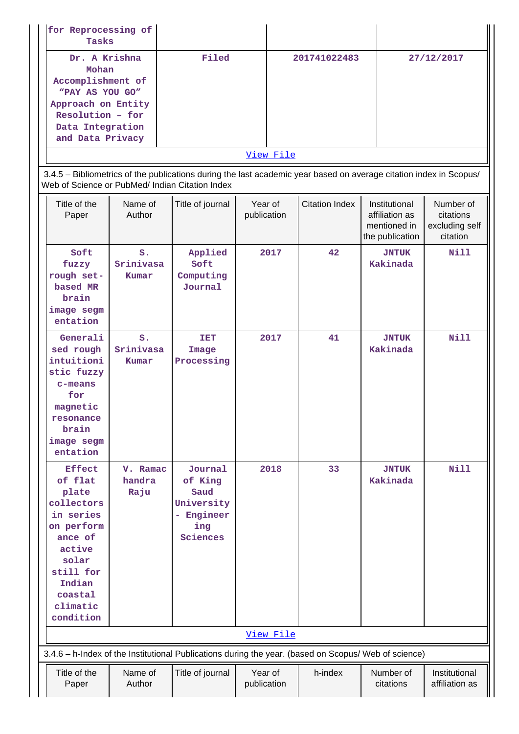| | | | |
|---|---|---|---|
| for Reprocessing of Tasks | | | |
| Dr. A Krishna Mohan Accomplishment of "PAY AS YOU GO" Approach on Entity Resolution – for Data Integration and Data Privacy | Filed | 201741022483 | 27/12/2017 |

View File

3.4.5 – Bibliometrics of the publications during the last academic year based on average citation index in Scopus/ Web of Science or PubMed/ Indian Citation Index

| Title of the Paper | Name of Author | Title of journal | Year of publication | Citation Index | Institutional affiliation as mentioned in the publication | Number of citations excluding self citation |
|---|---|---|---|---|---|---|
| Soft fuzzy rough set-based MR brain image segmentation | S. Srinivasa Kumar | Applied Soft Computing Journal | 2017 | 42 | JNTUK Kakinada | Nill |
| Generalised rough intuitionistic fuzzy c-means for magnetic resonance brain image segmentation | S. Srinivasa Kumar | IET Image Processing | 2017 | 41 | JNTUK Kakinada | Nill |
| Effect of flat plate collectors in series on performance of active solar still for Indian coastal climatic condition | V. Ramachandra Raju | Journal of King Saud University - Engineering Sciences | 2018 | 33 | JNTUK Kakinada | Nill |

View File

3.4.6 – h-Index of the Institutional Publications during the year. (based on Scopus/ Web of science)

| Title of the Paper | Name of Author | Title of journal | Year of publication | h-index | Number of citations | Institutional affiliation as |
|---|---|---|---|---|---|---|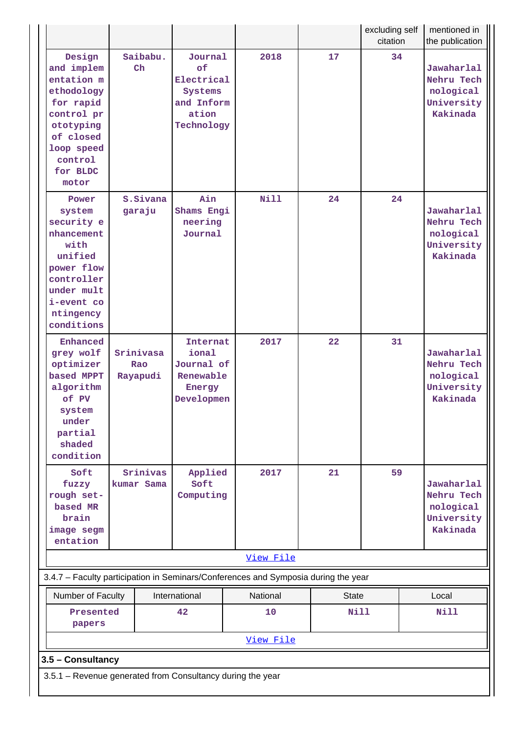| | | | | | excluding self citation | mentioned in the publication |
|---|---|---|---|---|---|---|
| Design and implementation methodology for rapid control prototyping of closed loop speed control for BLDC motor | Saibabu. Ch | Journal of Electrical Systems and Information Technology | 2018 | 17 | 34 | Jawaharlal Nehru Technological University Kakinada |
| Power system security enhancement with unified power flow controller under multi-event contingency conditions | S.Sivanagaraju | Ain Shams Engineering Journal | Nill | 24 | 24 | Jawaharlal Nehru Technological University Kakinada |
| Enhanced grey wolf optimizer based MPPT algorithm of PV system under partial shaded condition | Srinivasa Rao Rayapudi | International Journal of Renewable Energy Developmen | 2017 | 22 | 31 | Jawaharlal Nehru Technological University Kakinada |
| Soft fuzzy rough set-based MR brain image segmentation | Srinivas kumar Sama | Applied Soft Computing | 2017 | 21 | 59 | Jawaharlal Nehru Technological University Kakinada |

View File

3.4.7 – Faculty participation in Seminars/Conferences and Symposia during the year

| Number of Faculty | International | National | State | Local |
|---|---|---|---|---|
| Presented papers | 42 | 10 | Nill | Nill |

View File

**3.5 – Consultancy**

3.5.1 – Revenue generated from Consultancy during the year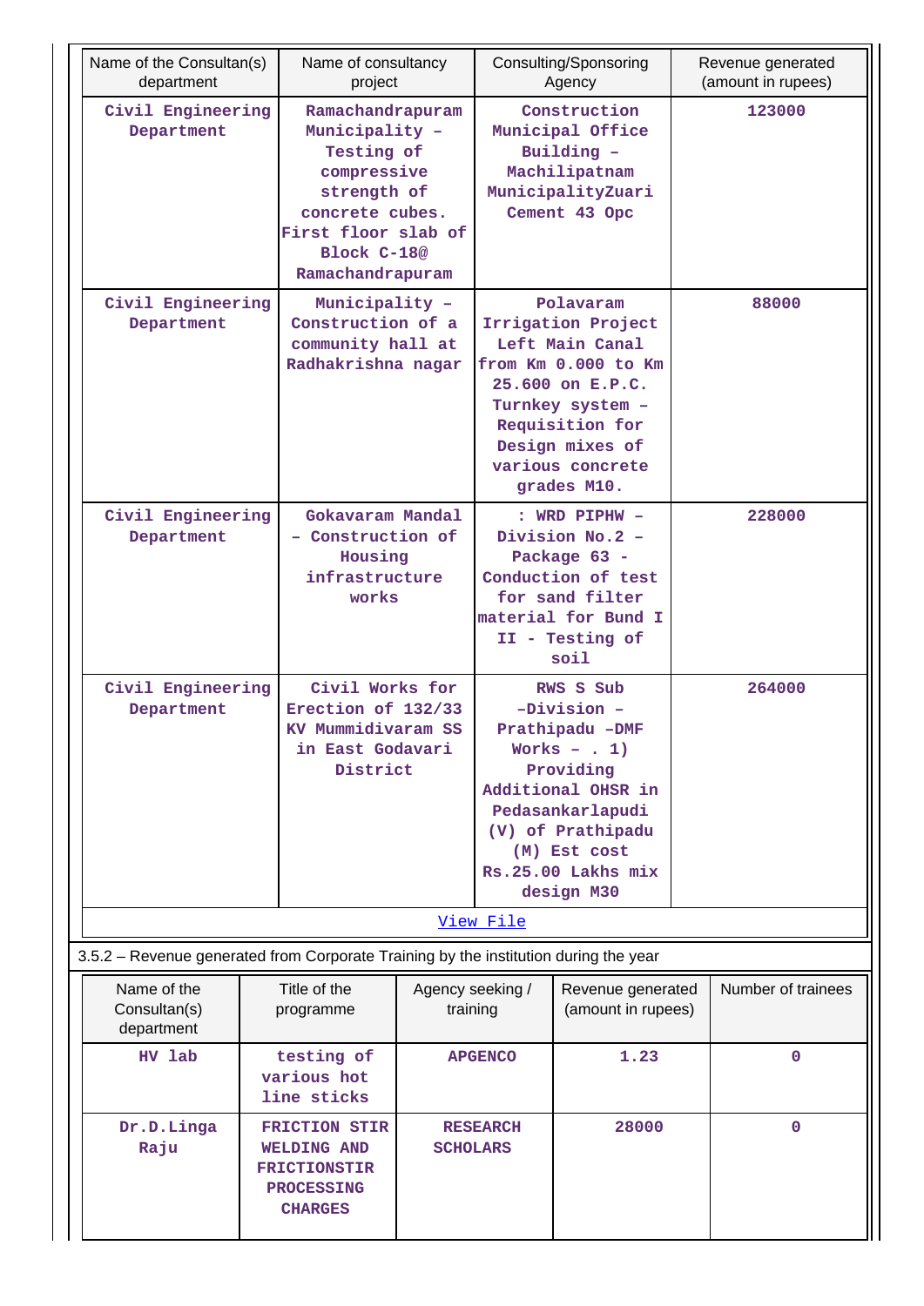| Name of the Consultan(s) department | Name of consultancy project | Consulting/Sponsoring Agency | Revenue generated (amount in rupees) |
|---|---|---|---|
| Civil Engineering Department | Ramachandrapuram Municipality – Testing of compressive strength of concrete cubes. First floor slab of Block C-18@ Ramachandrapuram | Construction Municipal Office Building – Machilipatnam MunicipalityZuari Cement 43 Opc | 123000 |
| Civil Engineering Department | Municipality – Construction of a community hall at Radhakrishna nagar | Polavaram Irrigation Project Left Main Canal from Km 0.000 to Km 25.600 on E.P.C. Turnkey system – Requisition for Design mixes of various concrete grades M10. | 88000 |
| Civil Engineering Department | Gokavaram Mandal – Construction of Housing infrastructure works | : WRD PIPHW – Division No.2 – Package 63 - Conduction of test for sand filter material for Bund I II - Testing of soil | 228000 |
| Civil Engineering Department | Civil Works for Erection of 132/33 KV Mummidivaram SS in East Godavari District | RWS S Sub –Division – Prathipadu –DMF Works – . 1) Providing Additional OHSR in Pedasankarlapudi (V) of Prathipadu (M) Est cost Rs.25.00 Lakhs mix design M30 | 264000 |

View File

3.5.2 – Revenue generated from Corporate Training by the institution during the year

| Name of the Consultan(s) department | Title of the programme | Agency seeking / training | Revenue generated (amount in rupees) | Number of trainees |
|---|---|---|---|---|
| HV lab | testing of various hot line sticks | APGENCO | 1.23 | 0 |
| Dr.D.Linga Raju | FRICTION STIR WELDING AND FRICTIONSTIR PROCESSING CHARGES | RESEARCH SCHOLARS | 28000 | 0 |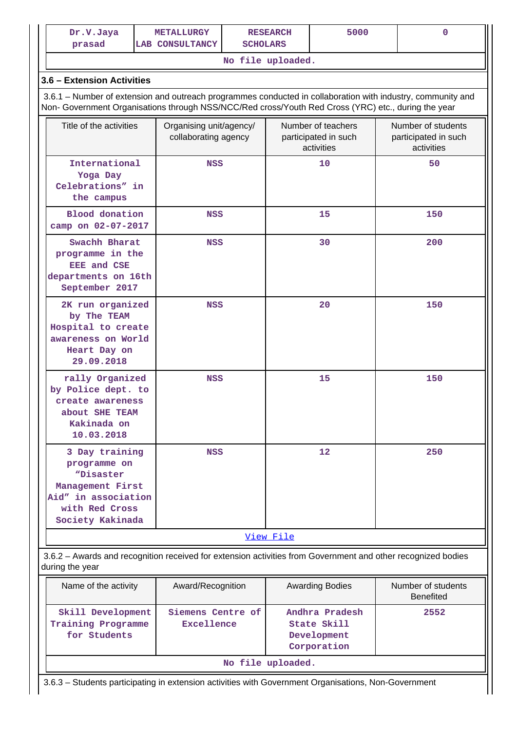| Dr.V.Jaya prasad | METALLURGY LAB CONSULTANCY | RESEARCH SCHOLARS | 5000 | 0 |
|---|---|---|---|---|
| No file uploaded. | | | | |

### 3.6 – Extension Activities

3.6.1 – Number of extension and outreach programmes conducted in collaboration with industry, community and Non- Government Organisations through NSS/NCC/Red cross/Youth Red Cross (YRC) etc., during the year

| Title of the activities | Organising unit/agency/ collaborating agency | Number of teachers participated in such activities | Number of students participated in such activities |
|---|---|---|---|
| International Yoga Day Celebrations" in the campus | NSS | 10 | 50 |
| Blood donation camp on 02-07-2017 | NSS | 15 | 150 |
| Swachh Bharat programme in the EEE and CSE departments on 16th September 2017 | NSS | 30 | 200 |
| 2K run organized by The TEAM Hospital to create awareness on World Heart Day on 29.09.2018 | NSS | 20 | 150 |
| rally Organized by Police dept. to create awareness about SHE TEAM Kakinada on 10.03.2018 | NSS | 15 | 150 |
| 3 Day training programme on "Disaster Management First Aid" in association with Red Cross Society Kakinada | NSS | 12 | 250 |
| View File | | | |

3.6.2 – Awards and recognition received for extension activities from Government and other recognized bodies during the year

| Name of the activity | Award/Recognition | Awarding Bodies | Number of students Benefited |
|---|---|---|---|
| Skill Development Training Programme for Students | Siemens Centre of Excellence | Andhra Pradesh State Skill Development Corporation | 2552 |
| No file uploaded. | | | |

3.6.3 – Students participating in extension activities with Government Organisations, Non-Government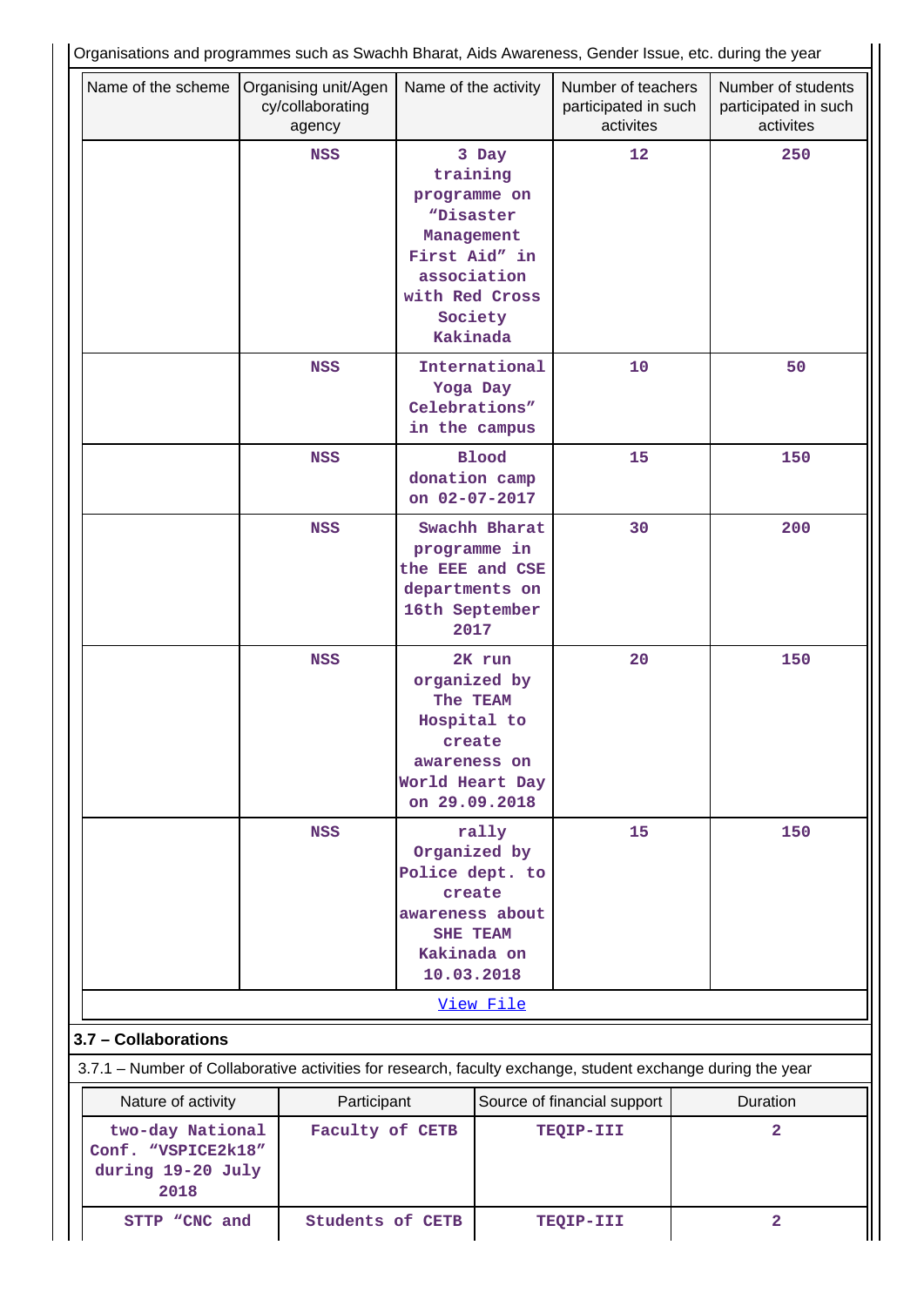Organisations and programmes such as Swachh Bharat, Aids Awareness, Gender Issue, etc. during the year

| Name of the scheme | Organising unit/Agency/collaborating agency | Name of the activity | Number of teachers participated in such activites | Number of students participated in such activites |
|---|---|---|---|---|
| | NSS | 3 Day training programme on "Disaster Management First Aid" in association with Red Cross Society Kakinada | 12 | 250 |
| | NSS | International Yoga Day Celebrations" in the campus | 10 | 50 |
| | NSS | Blood donation camp on 02-07-2017 | 15 | 150 |
| | NSS | Swachh Bharat programme in the EEE and CSE departments on 16th September 2017 | 30 | 200 |
| | NSS | 2K run organized by The TEAM Hospital to create awareness on World Heart Day on 29.09.2018 | 20 | 150 |
| | NSS | rally Organized by Police dept. to create awareness about SHE TEAM Kakinada on 10.03.2018 | 15 | 150 |

View File

### 3.7 – Collaborations

3.7.1 – Number of Collaborative activities for research, faculty exchange, student exchange during the year

| Nature of activity | Participant | Source of financial support | Duration |
|---|---|---|---|
| two-day National Conf. "VSPICE2k18" during 19-20 July 2018 | Faculty of CETB | TEQIP-III | 2 |
| STTP "CNC and | Students of CETB | TEQIP-III | 2 |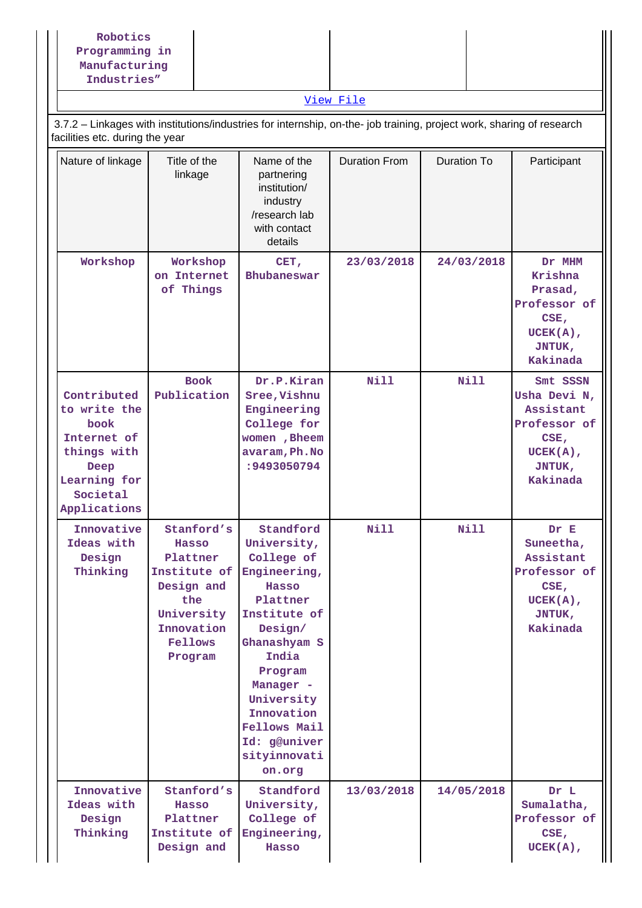| Robotics Programming in Manufacturing Industries” | | | |
|---|---|---|---|

[View File]

3.7.2 – Linkages with institutions/industries for internship, on-the- job training, project work, sharing of research facilities etc. during the year

| Nature of linkage | Title of the linkage | Name of the partnering institution/ industry /research lab with contact details | Duration From | Duration To | Participant |
|---|---|---|---|---|---|
| Workshop | Workshop on Internet of Things | CET, Bhubaneswar | 23/03/2018 | 24/03/2018 | Dr MHM Krishna Prasad, Professor of CSE, UCEK(A), JNTUK, Kakinada |
| Contributed to write the book Internet of things with Deep Learning for Societal Applications | Book Publication | Dr.P.Kiran Sree,Vishnu Engineering College for women ,Bheemavaram,Ph.No :9493050794 | Nill | Nill | Smt SSSN Usha Devi N, Assistant Professor of CSE, UCEK(A), JNTUK, Kakinada |
| Innovative Ideas with Design Thinking | Stanford’s Hasso Plattner Institute of Design and the University Innovation Fellows Program | Standford University, College of Engineering, Hasso Plattner Institute of Design/ Ghanashyam S India Program Manager - University Innovation Fellows Mail Id: g@universityinnovation.org | Nill | Nill | Dr E Suneetha, Assistant Professor of CSE, UCEK(A), JNTUK, Kakinada |
| Innovative Ideas with Design Thinking | Stanford’s Hasso Plattner Institute of Design and | Standford University, College of Engineering, Hasso | 13/03/2018 | 14/05/2018 | Dr L Sumalatha, Professor of CSE, UCEK(A), |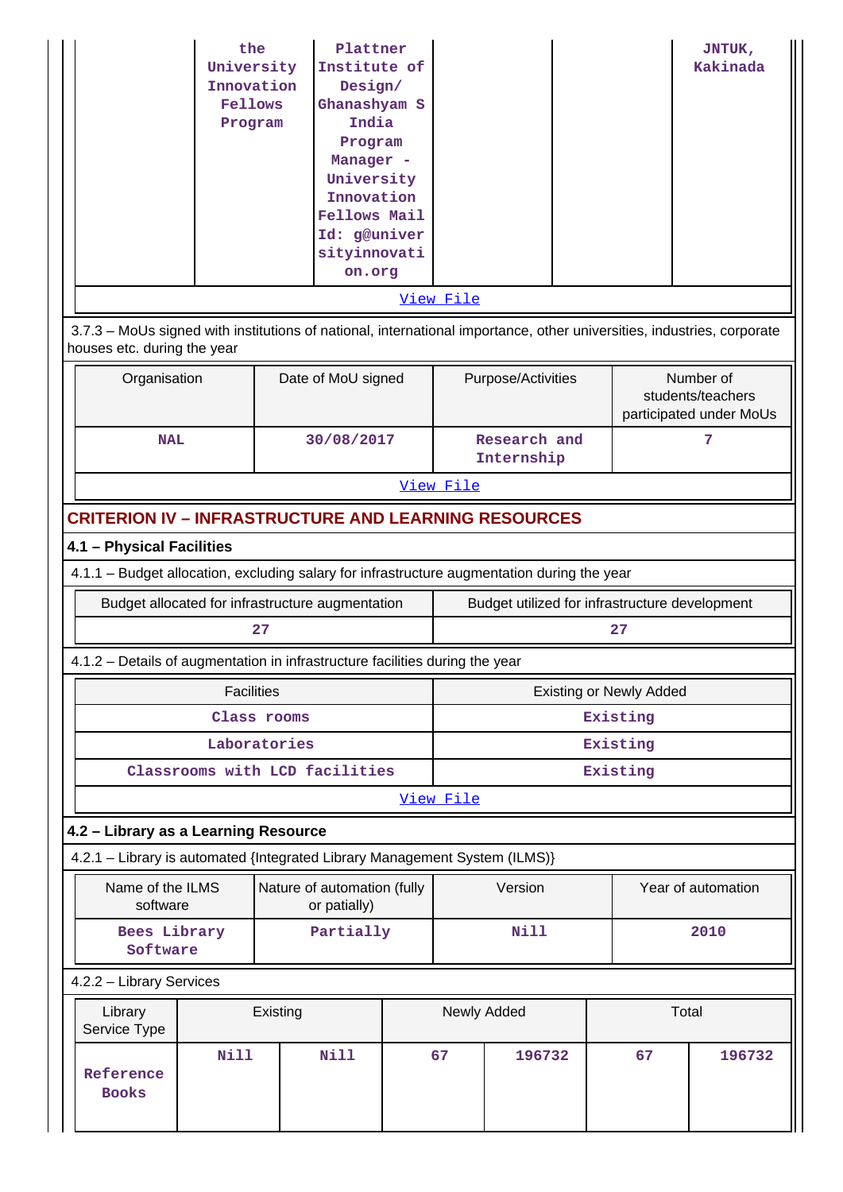| | the University Innovation Fellows Program | Plattner Institute of Design/ Ghanashyam S India Program Manager - University Innovation Fellows Mail Id: g@universityinnovation.org | | | JNTUK, Kakinada |
|---|---|---|---|---|---|

View File

3.7.3 – MoUs signed with institutions of national, international importance, other universities, industries, corporate houses etc. during the year

| Organisation | Date of MoU signed | Purpose/Activities | Number of students/teachers participated under MoUs |
|---|---|---|---|
| NAL | 30/08/2017 | Research and Internship | 7 |

View File

## CRITERION IV – INFRASTRUCTURE AND LEARNING RESOURCES

### 4.1 – Physical Facilities

4.1.1 – Budget allocation, excluding salary for infrastructure augmentation during the year

| Budget allocated for infrastructure augmentation | Budget utilized for infrastructure development |
|---|---|
| 27 | 27 |

4.1.2 – Details of augmentation in infrastructure facilities during the year

| Facilities | Existing or Newly Added |
|---|---|
| Class rooms | Existing |
| Laboratories | Existing |
| Classrooms with LCD facilities | Existing |

View File

### 4.2 – Library as a Learning Resource

4.2.1 – Library is automated {Integrated Library Management System (ILMS)}

| Name of the ILMS software | Nature of automation (fully or patially) | Version | Year of automation |
|---|---|---|---|
| Bees Library Software | Partially | Nill | 2010 |

4.2.2 – Library Services

| Library Service Type | Existing | | Newly Added | | Total | |
|---|---|---|---|---|---|---|
| Reference Books | Nill | Nill | 67 | 196732 | 67 | 196732 |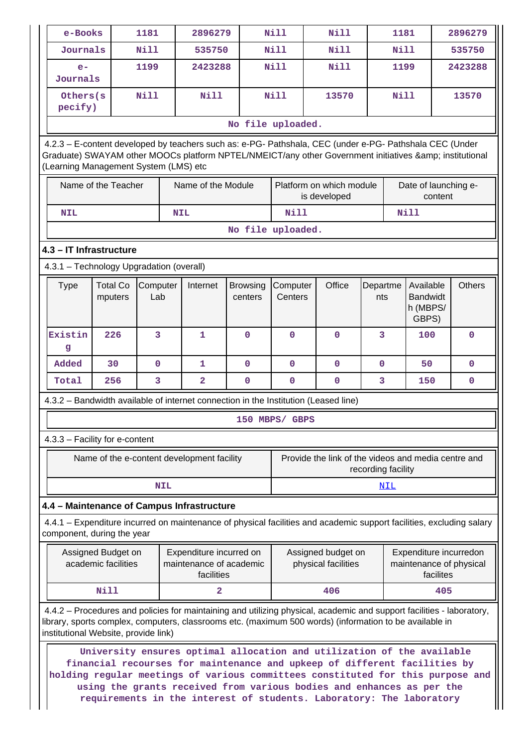| e-Books | 1181 | 2896279 | Nill | Nill | 1181 | 2896279 |
|---|---|---|---|---|---|---|
| Journals | Nill | 535750 | Nill | Nill | Nill | 535750 |
| e-Journals | 1199 | 2423288 | Nill | Nill | 1199 | 2423288 |
| Others(specify) | Nill | Nill | Nill | 13570 | Nill | 13570 |
| No file uploaded. | | | | | | |

4.2.3 – E-content developed by teachers such as: e-PG- Pathshala, CEC (under e-PG- Pathshala CEC (Under Graduate) SWAYAM other MOOCs platform NPTEL/NMEICT/any other Government initiatives &amp; institutional (Learning Management System (LMS) etc

| Name of the Teacher | Name of the Module | Platform on which module is developed | Date of launching e-content |
|---|---|---|---|
| NIL | NIL | Nill | Nill |
| No file uploaded. | | | |

### 4.3 – IT Infrastructure

4.3.1 – Technology Upgradation (overall)

| Type | Total Computers | Computer Lab | Internet | Browsing centers | Computer Centers | Office | Departments | Available Bandwidth (MBPS/ GBPS) | Others |
|---|---|---|---|---|---|---|---|---|---|
| Existing | 226 | 3 | 1 | 0 | 0 | 0 | 3 | 100 | 0 |
| Added | 30 | 0 | 1 | 0 | 0 | 0 | 0 | 50 | 0 |
| Total | 256 | 3 | 2 | 0 | 0 | 0 | 3 | 150 | 0 |

4.3.2 – Bandwidth available of internet connection in the Institution (Leased line)

150 MBPS/ GBPS

4.3.3 – Facility for e-content

| Name of the e-content development facility | Provide the link of the videos and media centre and recording facility |
|---|---|
| NIL | NIL |

### 4.4 – Maintenance of Campus Infrastructure

4.4.1 – Expenditure incurred on maintenance of physical facilities and academic support facilities, excluding salary component, during the year

| Assigned Budget on academic facilities | Expenditure incurred on maintenance of academic facilities | Assigned budget on physical facilities | Expenditure incurredon maintenance of physical facilites |
|---|---|---|---|
| Nill | 2 | 406 | 405 |

4.4.2 – Procedures and policies for maintaining and utilizing physical, academic and support facilities - laboratory, library, sports complex, computers, classrooms etc. (maximum 500 words) (information to be available in institutional Website, provide link)

University ensures optimal allocation and utilization of the available financial recourses for maintenance and upkeep of different facilities by holding regular meetings of various committees constituted for this purpose and using the grants received from various bodies and enhances as per the requirements in the interest of students. Laboratory: The laboratory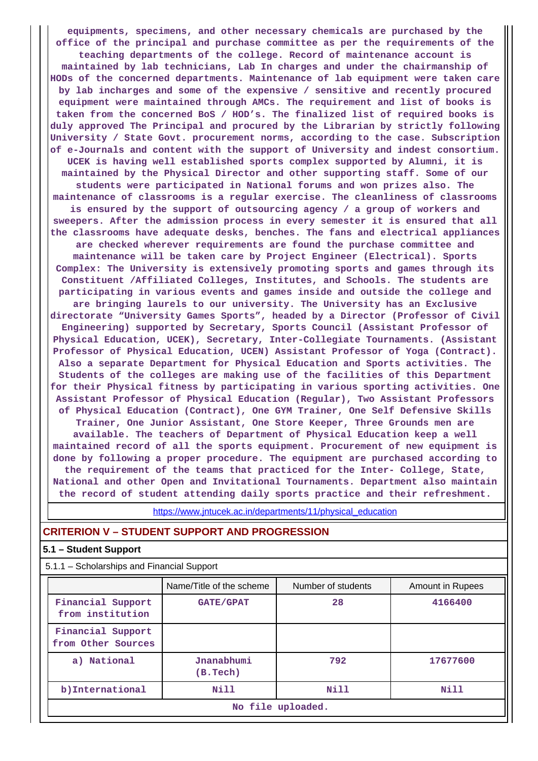equipments, specimens, and other necessary chemicals are purchased by the office of the principal and purchase committee as per the requirements of the teaching departments of the college. Record of maintenance account is maintained by lab technicians, Lab In charges and under the chairmanship of HODs of the concerned departments. Maintenance of lab equipment were taken care by lab incharges and some of the expensive / sensitive and recently procured equipment were maintained through AMCs. The requirement and list of books is taken from the concerned BoS / HOD's. The finalized list of required books is duly approved The Principal and procured by the Librarian by strictly following University / State Govt. procurement norms, according to the case. Subscription of e-Journals and content with the support of University and indest consortium. UCEK is having well established sports complex supported by Alumni, it is maintained by the Physical Director and other supporting staff. Some of our students were participated in National forums and won prizes also. The maintenance of classrooms is a regular exercise. The cleanliness of classrooms is ensured by the support of outsourcing agency / a group of workers and sweepers. After the admission process in every semester it is ensured that all the classrooms have adequate desks, benches. The fans and electrical appliances are checked wherever requirements are found the purchase committee and maintenance will be taken care by Project Engineer (Electrical). Sports Complex: The University is extensively promoting sports and games through its Constituent /Affiliated Colleges, Institutes, and Schools. The students are participating in various events and games inside and outside the college and are bringing laurels to our university. The University has an Exclusive directorate "University Games Sports", headed by a Director (Professor of Civil Engineering) supported by Secretary, Sports Council (Assistant Professor of Physical Education, UCEK), Secretary, Inter-Collegiate Tournaments. (Assistant Professor of Physical Education, UCEN) Assistant Professor of Yoga (Contract). Also a separate Department for Physical Education and Sports activities. The Students of the colleges are making use of the facilities of this Department for their Physical fitness by participating in various sporting activities. One Assistant Professor of Physical Education (Regular), Two Assistant Professors of Physical Education (Contract), One GYM Trainer, One Self Defensive Skills Trainer, One Junior Assistant, One Store Keeper, Three Grounds men are available. The teachers of Department of Physical Education keep a well maintained record of all the sports equipment. Procurement of new equipment is done by following a proper procedure. The equipment are purchased according to the requirement of the teams that practiced for the Inter- College, State, National and other Open and Invitational Tournaments. Department also maintain the record of student attending daily sports practice and their refreshment.

https://www.jntucek.ac.in/departments/11/physical_education

## CRITERION V – STUDENT SUPPORT AND PROGRESSION

### 5.1 – Student Support

5.1.1 – Scholarships and Financial Support

| | Name/Title of the scheme | Number of students | Amount in Rupees |
|---|---|---|---|
| Financial Support from institution | GATE/GPAT | 28 | 4166400 |
| Financial Support from Other Sources | | | |
| a) National | Jnanabhumi (B.Tech) | 792 | 17677600 |
| b)International | Nill | Nill | Nill |

No file uploaded.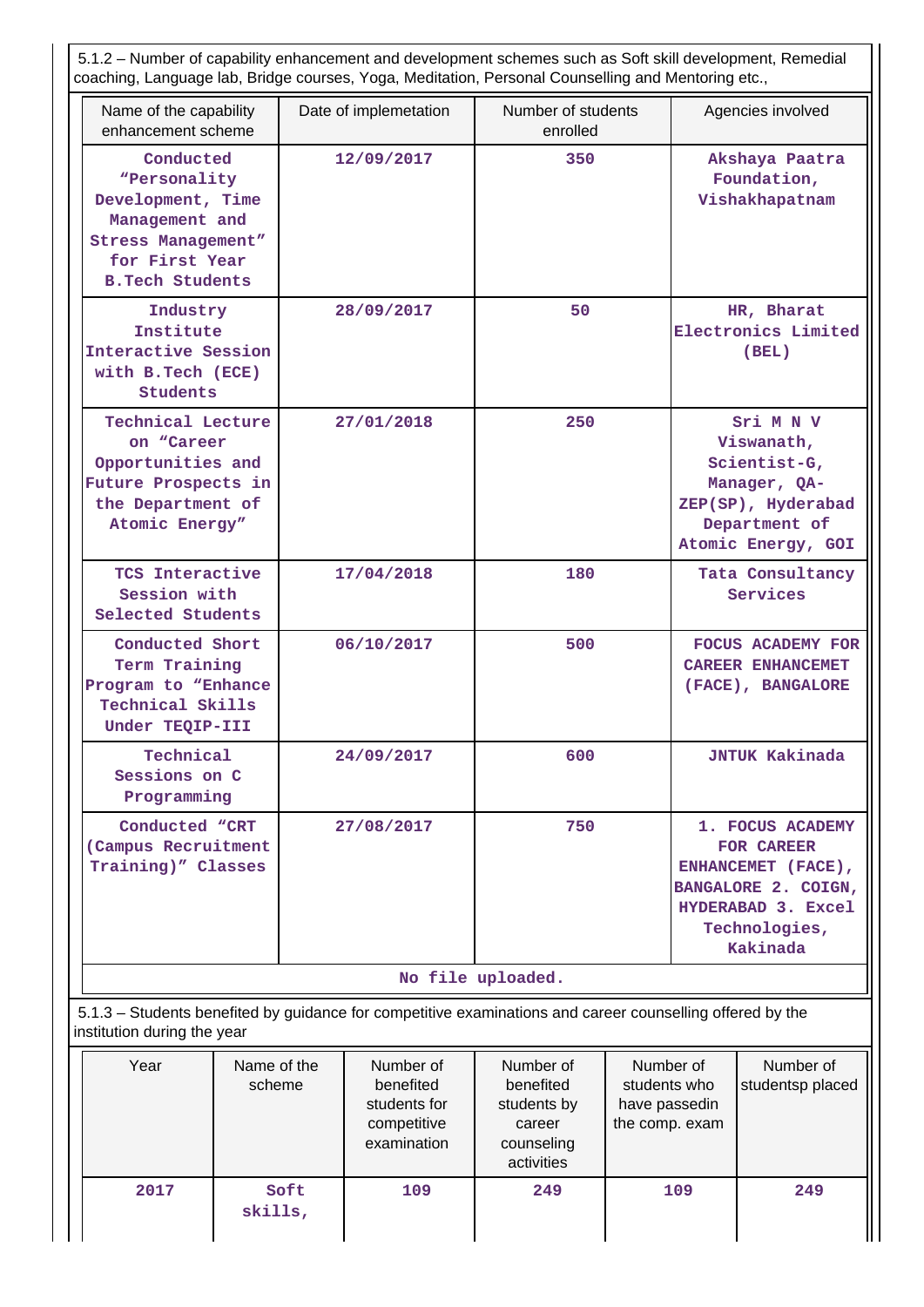5.1.2 – Number of capability enhancement and development schemes such as Soft skill development, Remedial coaching, Language lab, Bridge courses, Yoga, Meditation, Personal Counselling and Mentoring etc.,

| Name of the capability enhancement scheme | Date of implemetation | Number of students enrolled | Agencies involved |
|---|---|---|---|
| Conducted "Personality Development, Time Management and Stress Management" for First Year B.Tech Students | 12/09/2017 | 350 | Akshaya Paatra Foundation, Vishakhapatnam |
| Industry Institute Interactive Session with B.Tech (ECE) Students | 28/09/2017 | 50 | HR, Bharat Electronics Limited (BEL) |
| Technical Lecture on "Career Opportunities and Future Prospects in the Department of Atomic Energy" | 27/01/2018 | 250 | Sri M N V Viswanath, Scientist-G, Manager, QA-ZEP(SP), Hyderabad Department of Atomic Energy, GOI |
| TCS Interactive Session with Selected Students | 17/04/2018 | 180 | Tata Consultancy Services |
| Conducted Short Term Training Program to "Enhance Technical Skills Under TEQIP-III | 06/10/2017 | 500 | FOCUS ACADEMY FOR CAREER ENHANCEMET (FACE), BANGALORE |
| Technical Sessions on C Programming | 24/09/2017 | 600 | JNTUK Kakinada |
| Conducted "CRT (Campus Recruitment Training)" Classes | 27/08/2017 | 750 | 1. FOCUS ACADEMY FOR CAREER ENHANCEMET (FACE), BANGALORE 2. COIGN, HYDERABAD 3. Excel Technologies, Kakinada |

No file uploaded.

5.1.3 – Students benefited by guidance for competitive examinations and career counselling offered by the institution during the year

| Year | Name of the scheme | Number of benefited students for competitive examination | Number of benefited students by career counseling activities | Number of students who have passedin the comp. exam | Number of studentsp placed |
|---|---|---|---|---|---|
| 2017 | Soft skills, | 109 | 249 | 109 | 249 |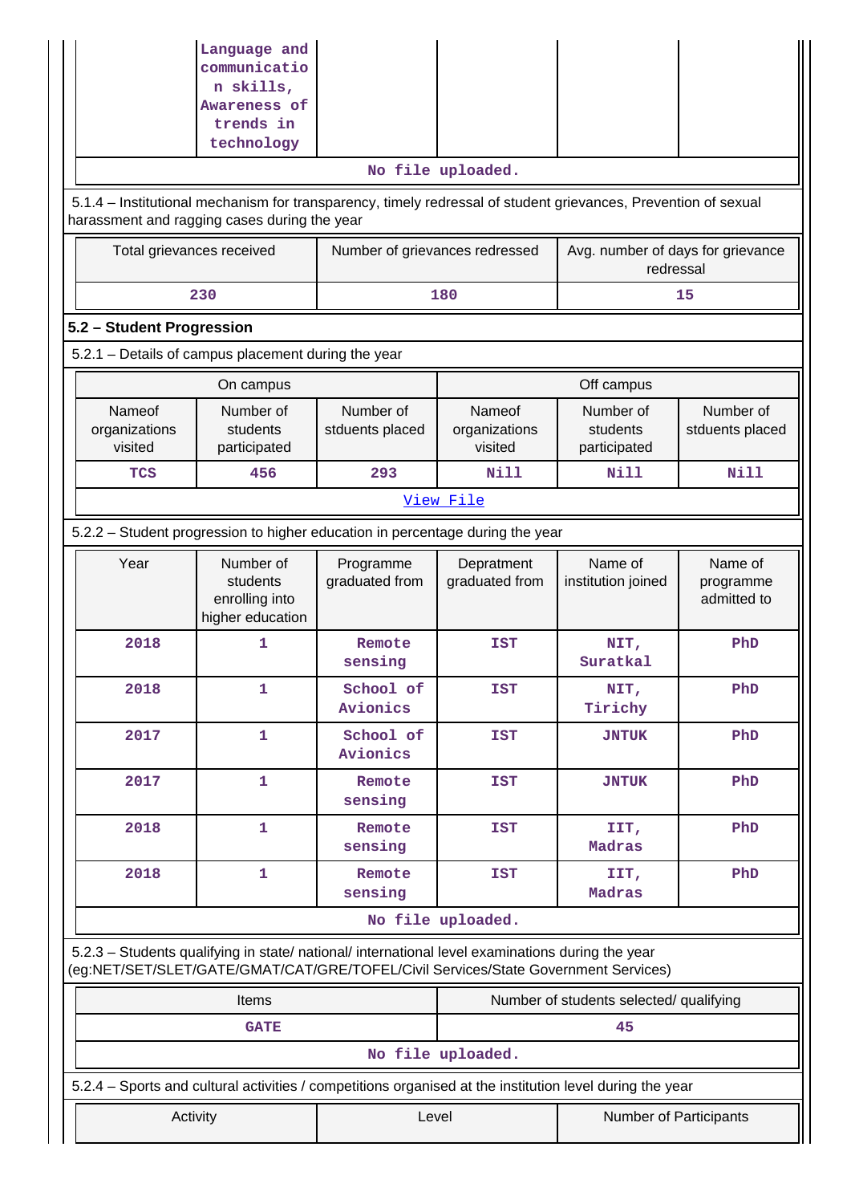| | Language and communication skills, Awareness of trends in technology | | | | |
|---|---|---|---|---|---|

No file uploaded.

5.1.4 – Institutional mechanism for transparency, timely redressal of student grievances, Prevention of sexual harassment and ragging cases during the year

| Total grievances received | Number of grievances redressed | Avg. number of days for grievance redressal |
|---|---|---|
| 230 | 180 | 15 |

## 5.2 – Student Progression

5.2.1 – Details of campus placement during the year

| On campus | | | Off campus | | |
|---|---|---|---|---|---|
| Nameof organizations visited | Number of students participated | Number of stduents placed | Nameof organizations visited | Number of students participated | Number of stduents placed |
| TCS | 456 | 293 | Nill | Nill | Nill |

View File

5.2.2 – Student progression to higher education in percentage during the year

| Year | Number of students enrolling into higher education | Programme graduated from | Depratment graduated from | Name of institution joined | Name of programme admitted to |
|---|---|---|---|---|---|
| 2018 | 1 | Remote sensing | IST | NIT, Suratkal | PhD |
| 2018 | 1 | School of Avionics | IST | NIT, Tirichy | PhD |
| 2017 | 1 | School of Avionics | IST | JNTUK | PhD |
| 2017 | 1 | Remote sensing | IST | JNTUK | PhD |
| 2018 | 1 | Remote sensing | IST | IIT, Madras | PhD |
| 2018 | 1 | Remote sensing | IST | IIT, Madras | PhD |

No file uploaded.

5.2.3 – Students qualifying in state/ national/ international level examinations during the year (eg:NET/SET/SLET/GATE/GMAT/CAT/GRE/TOFEL/Civil Services/State Government Services)

| Items | Number of students selected/ qualifying |
|---|---|
| GATE | 45 |

No file uploaded.

5.2.4 – Sports and cultural activities / competitions organised at the institution level during the year

| Activity | Level | Number of Participants |
|---|---|---|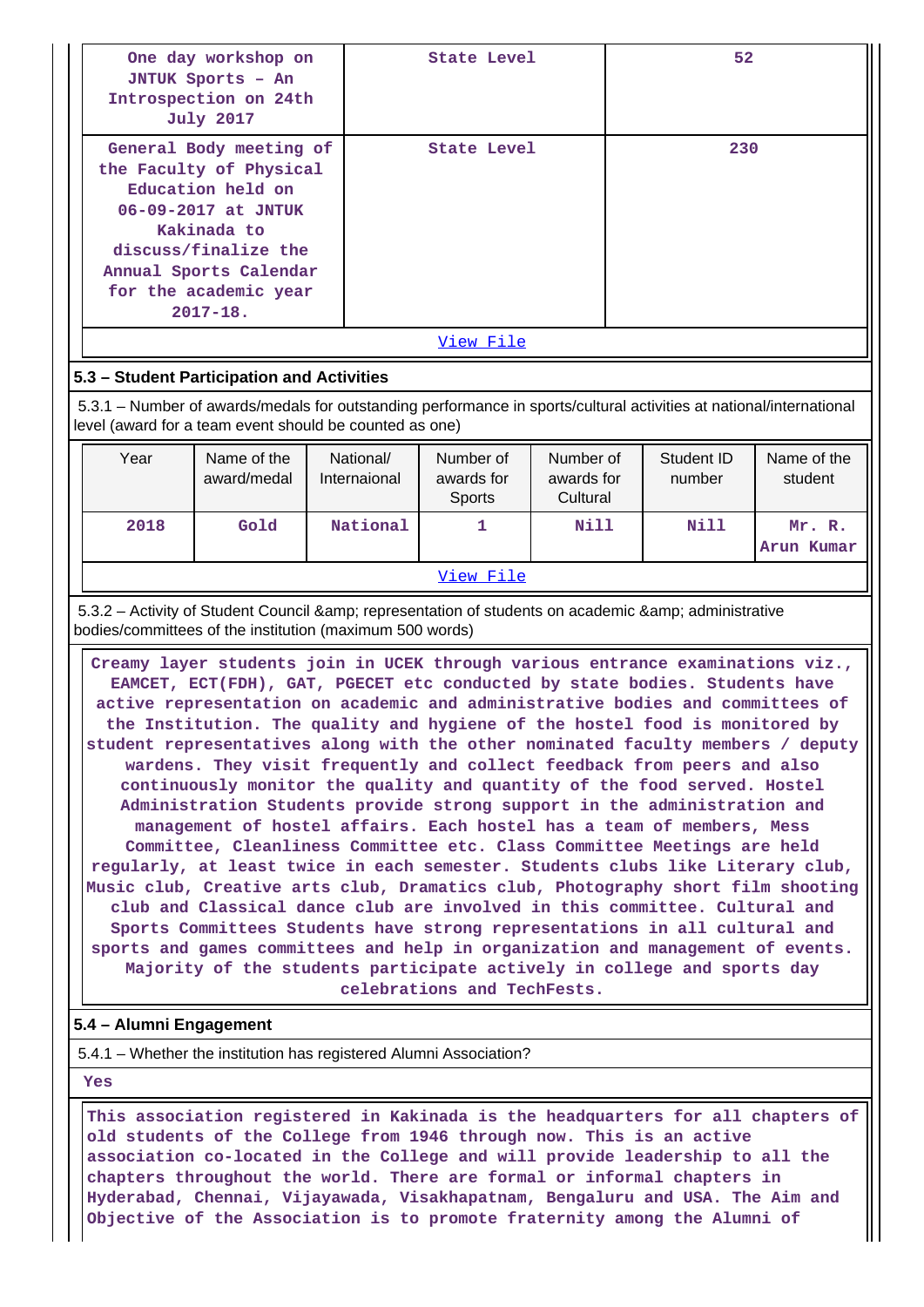| One day workshop on JNTUK Sports – An Introspection on 24th July 2017 | State Level | 52 |
|---|---|---|
| General Body meeting of the Faculty of Physical Education held on 06-09-2017 at JNTUK Kakinada to discuss/finalize the Annual Sports Calendar for the academic year 2017-18. | State Level | 230 |

View File

**5.3 – Student Participation and Activities**

5.3.1 – Number of awards/medals for outstanding performance in sports/cultural activities at national/international level (award for a team event should be counted as one)

| Year | Name of the award/medal | National/ Internaional | Number of awards for Sports | Number of awards for Cultural | Student ID number | Name of the student |
|---|---|---|---|---|---|---|
| 2018 | Gold | National | 1 | Nill | Nill | Mr. R. Arun Kumar |

View File

5.3.2 – Activity of Student Council &amp; representation of students on academic &amp; administrative bodies/committees of the institution (maximum 500 words)

Creamy layer students join in UCEK through various entrance examinations viz., EAMCET, ECT(FDH), GAT, PGECET etc conducted by state bodies. Students have active representation on academic and administrative bodies and committees of the Institution. The quality and hygiene of the hostel food is monitored by student representatives along with the other nominated faculty members / deputy wardens. They visit frequently and collect feedback from peers and also continuously monitor the quality and quantity of the food served. Hostel Administration Students provide strong support in the administration and management of hostel affairs. Each hostel has a team of members, Mess Committee, Cleanliness Committee etc. Class Committee Meetings are held regularly, at least twice in each semester. Students clubs like Literary club, Music club, Creative arts club, Dramatics club, Photography short film shooting club and Classical dance club are involved in this committee. Cultural and Sports Committees Students have strong representations in all cultural and sports and games committees and help in organization and management of events. Majority of the students participate actively in college and sports day celebrations and TechFests.

**5.4 – Alumni Engagement**

5.4.1 – Whether the institution has registered Alumni Association?

Yes

This association registered in Kakinada is the headquarters for all chapters of old students of the College from 1946 through now. This is an active association co-located in the College and will provide leadership to all the chapters throughout the world. There are formal or informal chapters in Hyderabad, Chennai, Vijayawada, Visakhapatnam, Bengaluru and USA. The Aim and Objective of the Association is to promote fraternity among the Alumni of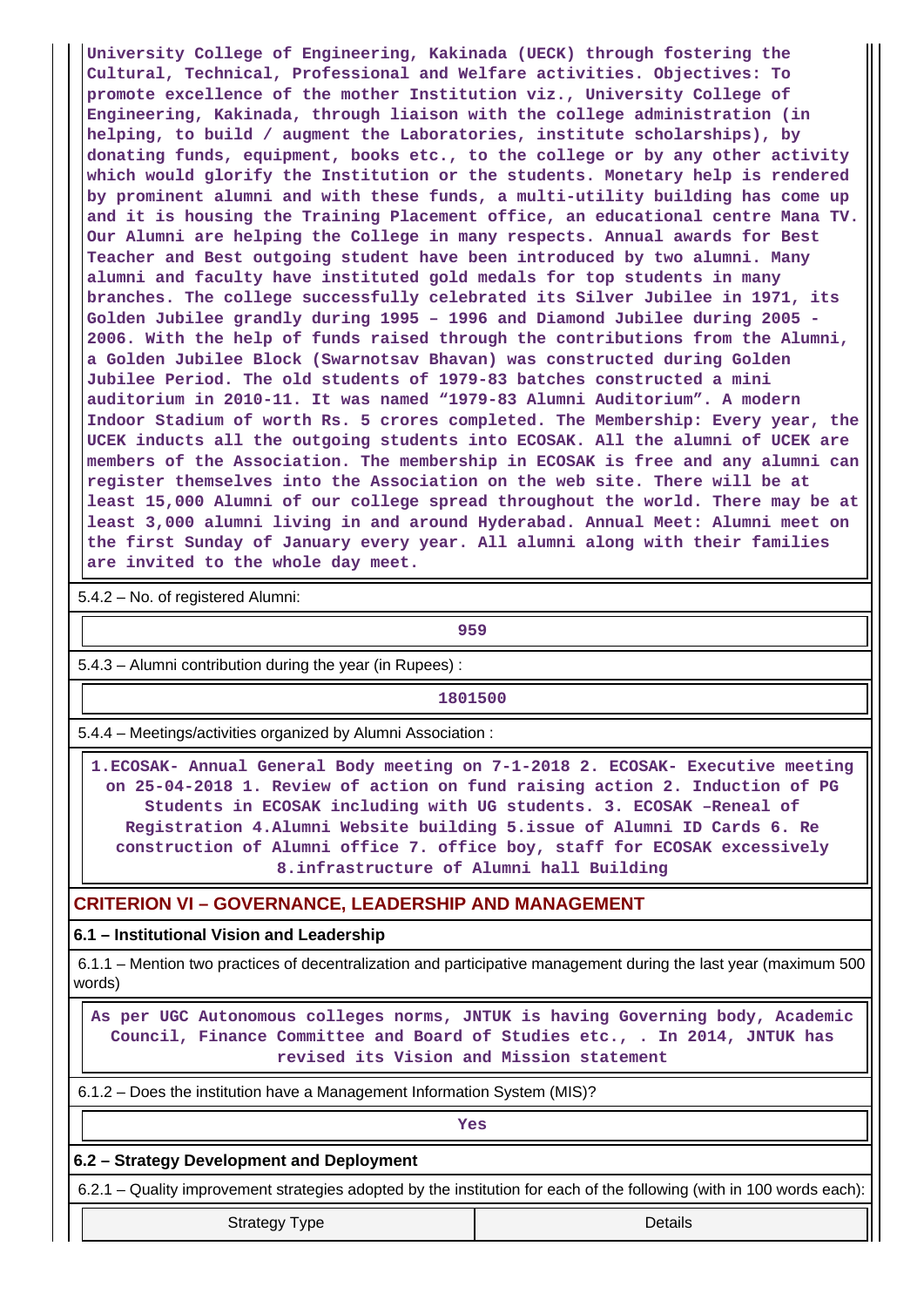University College of Engineering, Kakinada (UECK) through fostering the Cultural, Technical, Professional and Welfare activities. Objectives: To promote excellence of the mother Institution viz., University College of Engineering, Kakinada, through liaison with the college administration (in helping, to build / augment the Laboratories, institute scholarships), by donating funds, equipment, books etc., to the college or by any other activity which would glorify the Institution or the students. Monetary help is rendered by prominent alumni and with these funds, a multi-utility building has come up and it is housing the Training Placement office, an educational centre Mana TV. Our Alumni are helping the College in many respects. Annual awards for Best Teacher and Best outgoing student have been introduced by two alumni. Many alumni and faculty have instituted gold medals for top students in many branches. The college successfully celebrated its Silver Jubilee in 1971, its Golden Jubilee grandly during 1995 – 1996 and Diamond Jubilee during 2005 - 2006. With the help of funds raised through the contributions from the Alumni, a Golden Jubilee Block (Swarnotsav Bhavan) was constructed during Golden Jubilee Period. The old students of 1979-83 batches constructed a mini auditorium in 2010-11. It was named "1979-83 Alumni Auditorium". A modern Indoor Stadium of worth Rs. 5 crores completed. The Membership: Every year, the UCEK inducts all the outgoing students into ECOSAK. All the alumni of UCEK are members of the Association. The membership in ECOSAK is free and any alumni can register themselves into the Association on the web site. There will be at least 15,000 Alumni of our college spread throughout the world. There may be at least 3,000 alumni living in and around Hyderabad. Annual Meet: Alumni meet on the first Sunday of January every year. All alumni along with their families are invited to the whole day meet.

5.4.2 – No. of registered Alumni:

959

5.4.3 – Alumni contribution during the year (in Rupees) :

1801500

5.4.4 – Meetings/activities organized by Alumni Association :

1.ECOSAK- Annual General Body meeting on 7-1-2018 2. ECOSAK- Executive meeting on 25-04-2018 1. Review of action on fund raising action 2. Induction of PG Students in ECOSAK including with UG students. 3. ECOSAK –Reneal of Registration 4.Alumni Website building 5.issue of Alumni ID Cards 6. Re construction of Alumni office 7. office boy, staff for ECOSAK excessively 8.infrastructure of Alumni hall Building

## CRITERION VI – GOVERNANCE, LEADERSHIP AND MANAGEMENT

### 6.1 – Institutional Vision and Leadership

6.1.1 – Mention two practices of decentralization and participative management during the last year (maximum 500 words)

As per UGC Autonomous colleges norms, JNTUK is having Governing body, Academic Council, Finance Committee and Board of Studies etc., . In 2014, JNTUK has revised its Vision and Mission statement

6.1.2 – Does the institution have a Management Information System (MIS)?

Yes

### 6.2 – Strategy Development and Deployment

6.2.1 – Quality improvement strategies adopted by the institution for each of the following (with in 100 words each):

| Strategy Type | Details |
|---|---|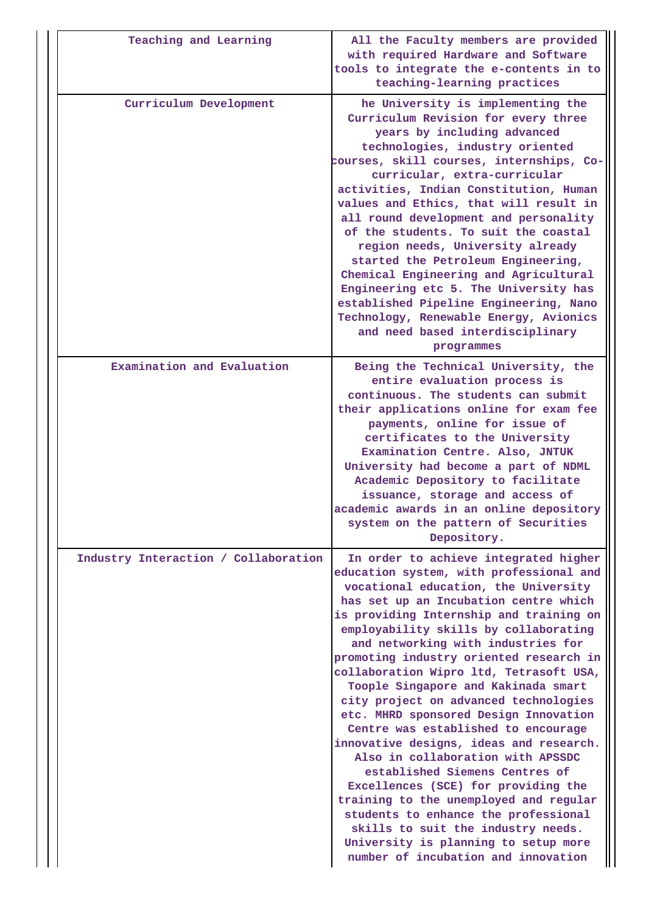| Teaching and Learning | All the Faculty members are provided with required Hardware and Software tools to integrate the e-contents in to teaching-learning practices |
|---|---|
| Curriculum Development | he University is implementing the Curriculum Revision for every three years by including advanced technologies, industry oriented courses, skill courses, internships, Co-curricular, extra-curricular activities, Indian Constitution, Human values and Ethics, that will result in all round development and personality of the students. To suit the coastal region needs, University already started the Petroleum Engineering, Chemical Engineering and Agricultural Engineering etc 5. The University has established Pipeline Engineering, Nano Technology, Renewable Energy, Avionics and need based interdisciplinary programmes |
| Examination and Evaluation | Being the Technical University, the entire evaluation process is continuous. The students can submit their applications online for exam fee payments, online for issue of certificates to the University Examination Centre. Also, JNTUK University had become a part of NDML Academic Depository to facilitate issuance, storage and access of academic awards in an online depository system on the pattern of Securities Depository. |
| Industry Interaction / Collaboration | In order to achieve integrated higher education system, with professional and vocational education, the University has set up an Incubation centre which is providing Internship and training on employability skills by collaborating and networking with industries for promoting industry oriented research in collaboration Wipro ltd, Tetrasoft USA, Toople Singapore and Kakinada smart city project on advanced technologies etc. MHRD sponsored Design Innovation Centre was established to encourage innovative designs, ideas and research. Also in collaboration with APSSDC established Siemens Centres of Excellences (SCE) for providing the training to the unemployed and regular students to enhance the professional skills to suit the industry needs. University is planning to setup more number of incubation and innovation |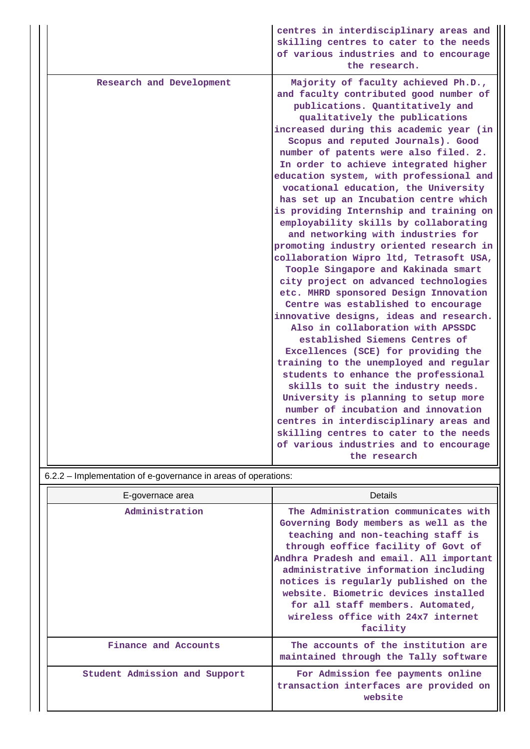| | |
|---|---|
| | centres in interdisciplinary areas and skilling centres to cater to the needs of various industries and to encourage the research. |
| Research and Development | Majority of faculty achieved Ph.D., and faculty contributed good number of publications. Quantitatively and qualitatively the publications increased during this academic year (in Scopus and reputed Journals). Good number of patents were also filed. 2. In order to achieve integrated higher education system, with professional and vocational education, the University has set up an Incubation centre which is providing Internship and training on employability skills by collaborating and networking with industries for promoting industry oriented research in collaboration Wipro ltd, Tetrasoft USA, Toople Singapore and Kakinada smart city project on advanced technologies etc. MHRD sponsored Design Innovation Centre was established to encourage innovative designs, ideas and research. Also in collaboration with APSSDC established Siemens Centres of Excellences (SCE) for providing the training to the unemployed and regular students to enhance the professional skills to suit the industry needs. University is planning to setup more number of incubation and innovation centres in interdisciplinary areas and skilling centres to cater to the needs of various industries and to encourage the research |

6.2.2 – Implementation of e-governance in areas of operations:

| E-governace area | Details |
|---|---|
| Administration | The Administration communicates with Governing Body members as well as the teaching and non-teaching staff is through eoffice facility of Govt of Andhra Pradesh and email. All important administrative information including notices is regularly published on the website. Biometric devices installed for all staff members. Automated, wireless office with 24x7 internet facility |
| Finance and Accounts | The accounts of the institution are maintained through the Tally software |
| Student Admission and Support | For Admission fee payments online transaction interfaces are provided on website |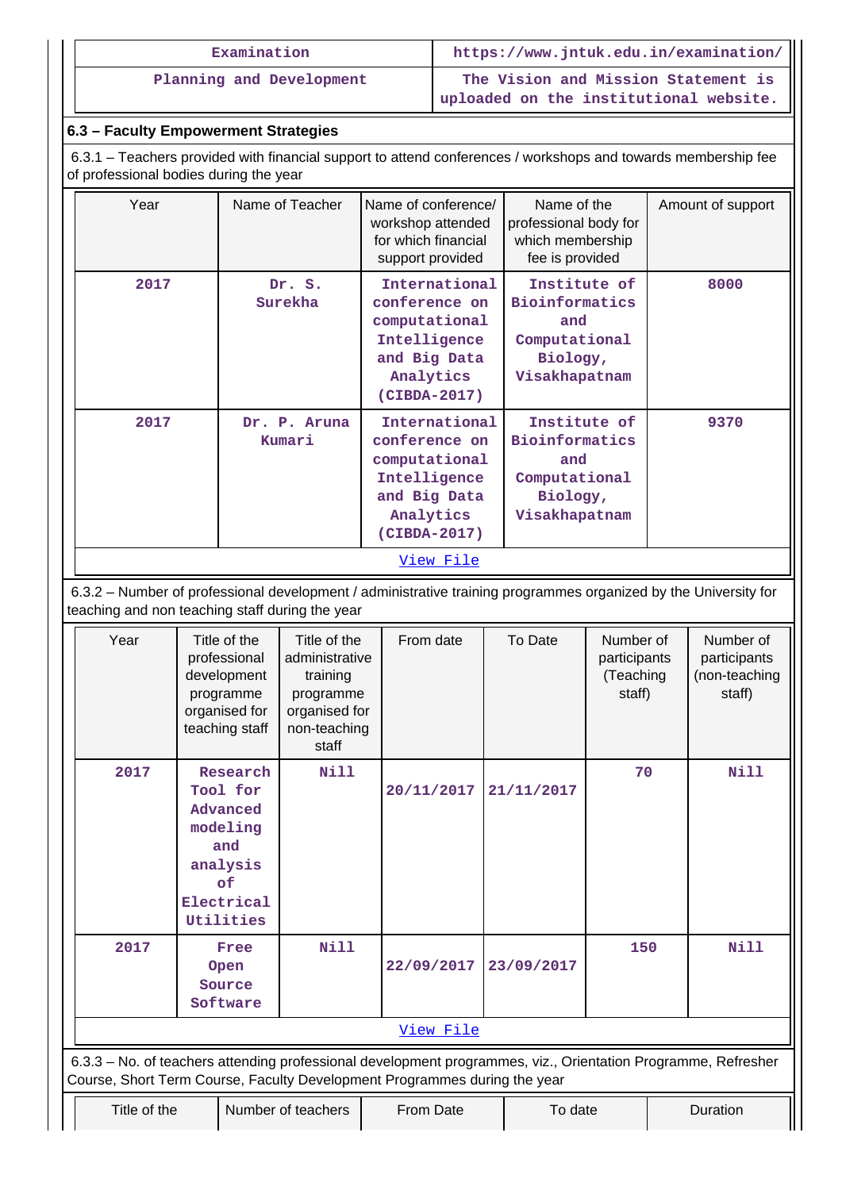| Examination | https://www.jntuk.edu.in/examination/ |
|---|---|
| Planning and Development | The Vision and Mission Statement is uploaded on the institutional website. |

### 6.3 – Faculty Empowerment Strategies

6.3.1 – Teachers provided with financial support to attend conferences / workshops and towards membership fee of professional bodies during the year

| Year | Name of Teacher | Name of conference/ workshop attended for which financial support provided | Name of the professional body for which membership fee is provided | Amount of support |
|---|---|---|---|---|
| 2017 | Dr. S. Surekha | International conference on computational Intelligence and Big Data Analytics (CIBDA-2017) | Institute of Bioinformatics and Computational Biology, Visakhapatnam | 8000 |
| 2017 | Dr. P. Aruna Kumari | International conference on computational Intelligence and Big Data Analytics (CIBDA-2017) | Institute of Bioinformatics and Computational Biology, Visakhapatnam | 9370 |

View File

6.3.2 – Number of professional development / administrative training programmes organized by the University for teaching and non teaching staff during the year

| Year | Title of the professional development programme organised for teaching staff | Title of the administrative training programme organised for non-teaching staff | From date | To Date | Number of participants (Teaching staff) | Number of participants (non-teaching staff) |
|---|---|---|---|---|---|---|
| 2017 | Research Tool for Advanced modeling and analysis of Electrical Utilities | Nill | 20/11/2017 | 21/11/2017 | 70 | Nill |
| 2017 | Free Open Source Software | Nill | 22/09/2017 | 23/09/2017 | 150 | Nill |

View File

6.3.3 – No. of teachers attending professional development programmes, viz., Orientation Programme, Refresher Course, Short Term Course, Faculty Development Programmes during the year

| Title of the | Number of teachers | From Date | To date | Duration |
|---|---|---|---|---|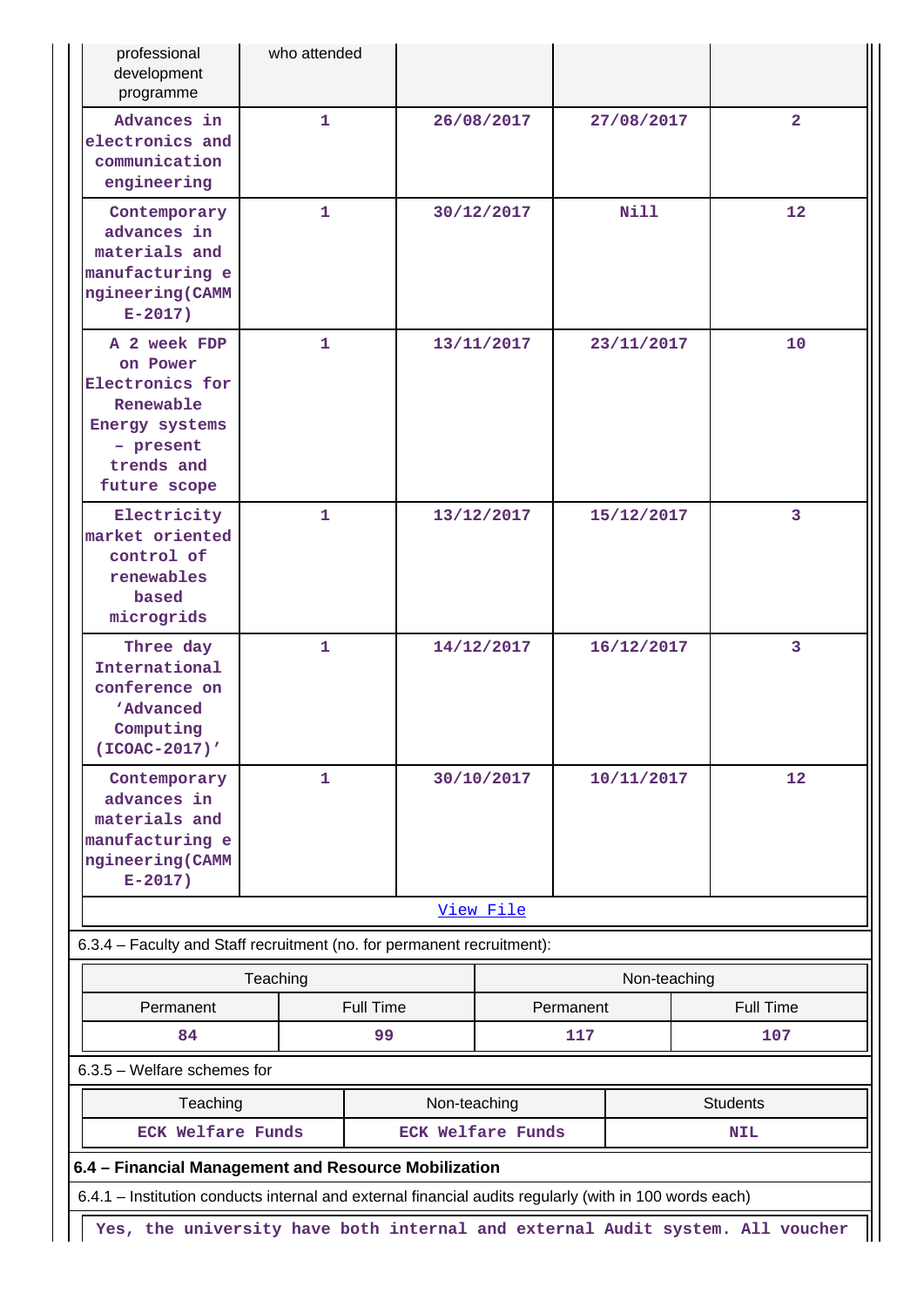| professional development programme | who attended | | | |
|---|---|---|---|---|
| Advances in electronics and communication engineering | 1 | 26/08/2017 | 27/08/2017 | 2 |
| Contemporary advances in materials and manufacturing engineering(CAMME-2017) | 1 | 30/12/2017 | Nill | 12 |
| A 2 week FDP on Power Electronics for Renewable Energy systems – present trends and future scope | 1 | 13/11/2017 | 23/11/2017 | 10 |
| Electricity market oriented control of renewables based microgrids | 1 | 13/12/2017 | 15/12/2017 | 3 |
| Three day International conference on 'Advanced Computing (ICOAC-2017)' | 1 | 14/12/2017 | 16/12/2017 | 3 |
| Contemporary advances in materials and manufacturing engineering(CAMME-2017) | 1 | 30/10/2017 | 10/11/2017 | 12 |
| View File | | | | |

6.3.4 – Faculty and Staff recruitment (no. for permanent recruitment):

| Teaching | | Non-teaching | |
|---|---|---|---|
| Permanent | Full Time | Permanent | Full Time |
| 84 | 99 | 117 | 107 |

6.3.5 – Welfare schemes for

| Teaching | Non-teaching | Students |
|---|---|---|
| ECK Welfare Funds | ECK Welfare Funds | NIL |

**6.4 – Financial Management and Resource Mobilization**

6.4.1 – Institution conducts internal and external financial audits regularly (with in 100 words each)

Yes, the university have both internal and external Audit system. All voucher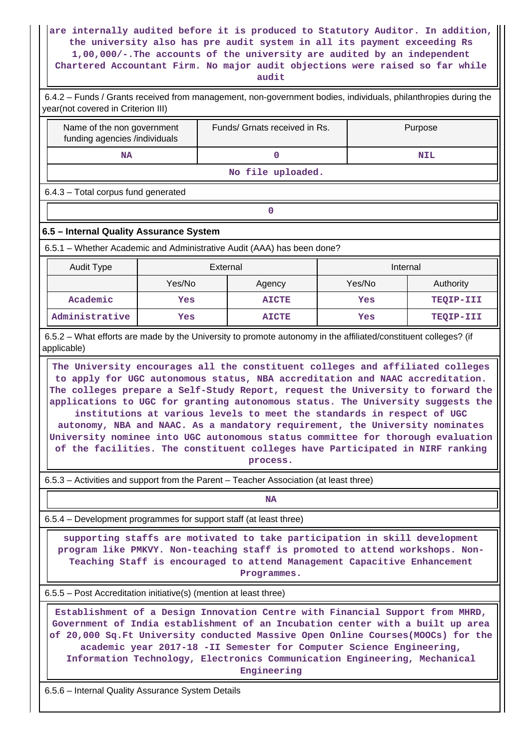are internally audited before it is produced to Statutory Auditor. In addition, the university also has pre audit system in all its payment exceeding Rs 1,00,000/-.The accounts of the university are audited by an independent Chartered Accountant Firm. No major audit objections were raised so far while audit

6.4.2 – Funds / Grants received from management, non-government bodies, individuals, philanthropies during the year(not covered in Criterion III)

| Name of the non government funding agencies /individuals | Funds/ Grnats received in Rs. | Purpose |
|---|---|---|
| NA | 0 | NIL |

No file uploaded.

6.4.3 – Total corpus fund generated

0

### 6.5 – Internal Quality Assurance System

6.5.1 – Whether Academic and Administrative Audit (AAA) has been done?

| Audit Type | External | | Internal | |
|---|---|---|---|---|
| | Yes/No | Agency | Yes/No | Authority |
| Academic | Yes | AICTE | Yes | TEQIP-III |
| Administrative | Yes | AICTE | Yes | TEQIP-III |

6.5.2 – What efforts are made by the University to promote autonomy in the affiliated/constituent colleges? (if applicable)

The University encourages all the constituent colleges and affiliated colleges to apply for UGC autonomous status, NBA accreditation and NAAC accreditation. The colleges prepare a Self-Study Report, request the University to forward the applications to UGC for granting autonomous status. The University suggests the institutions at various levels to meet the standards in respect of UGC autonomy, NBA and NAAC. As a mandatory requirement, the University nominates University nominee into UGC autonomous status committee for thorough evaluation of the facilities. The constituent colleges have Participated in NIRF ranking process.

6.5.3 – Activities and support from the Parent – Teacher Association (at least three)

NA

6.5.4 – Development programmes for support staff (at least three)

supporting staffs are motivated to take participation in skill development program like PMKVY. Non-teaching staff is promoted to attend workshops. Non-Teaching Staff is encouraged to attend Management Capacitive Enhancement Programmes.

6.5.5 – Post Accreditation initiative(s) (mention at least three)

Establishment of a Design Innovation Centre with Financial Support from MHRD, Government of India establishment of an Incubation center with a built up area of 20,000 Sq.Ft University conducted Massive Open Online Courses(MOOCs) for the academic year 2017-18 -II Semester for Computer Science Engineering, Information Technology, Electronics Communication Engineering, Mechanical Engineering

6.5.6 – Internal Quality Assurance System Details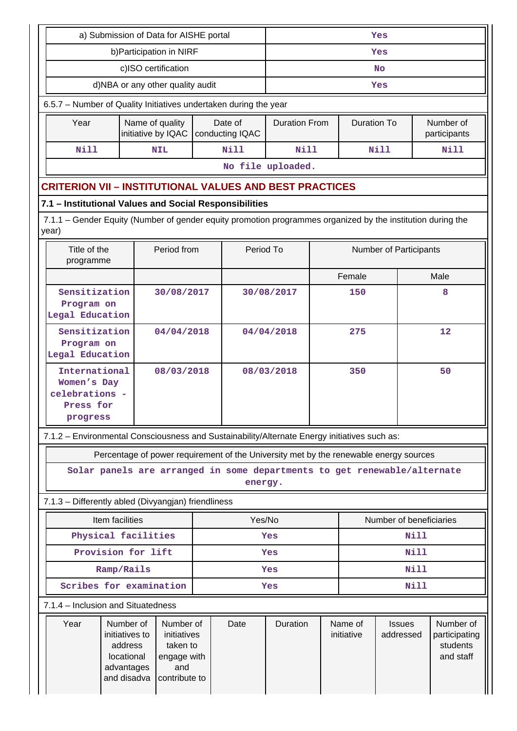| a) Submission of Data for AISHE portal | Yes |
| --- | --- |
| b)Participation in NIRF | Yes |
| c)ISO certification | No |
| d)NBA or any other quality audit | Yes |

6.5.7 – Number of Quality Initiatives undertaken during the year

| Year | Name of quality initiative by IQAC | Date of conducting IQAC | Duration From | Duration To | Number of participants |
| --- | --- | --- | --- | --- | --- |
| Nill | NIL | Nill | Nill | Nill | Nill |

No file uploaded.

## CRITERION VII – INSTITUTIONAL VALUES AND BEST PRACTICES

### 7.1 – Institutional Values and Social Responsibilities

7.1.1 – Gender Equity (Number of gender equity promotion programmes organized by the institution during the year)

| Title of the programme | Period from | Period To | Number of Participants | |
| --- | --- | --- | --- | --- |
| | | | Female | Male |
| Sensitization Program on Legal Education | 30/08/2017 | 30/08/2017 | 150 | 8 |
| Sensitization Program on Legal Education | 04/04/2018 | 04/04/2018 | 275 | 12 |
| International Women's Day celebrations - Press for progress | 08/03/2018 | 08/03/2018 | 350 | 50 |

7.1.2 – Environmental Consciousness and Sustainability/Alternate Energy initiatives such as:

| Percentage of power requirement of the University met by the renewable energy sources |
| --- |
| Solar panels are arranged in some departments to get renewable/alternate energy. |

7.1.3 – Differently abled (Divyangjan) friendliness

| Item facilities | Yes/No | Number of beneficiaries |
| --- | --- | --- |
| Physical facilities | Yes | Nill |
| Provision for lift | Yes | Nill |
| Ramp/Rails | Yes | Nill |
| Scribes for examination | Yes | Nill |

7.1.4 – Inclusion and Situatedness

| Year | Number of initiatives to address locational advantages and disadva | Number of initiatives taken to engage with and contribute to | Date | Duration | Name of initiative | Issues addressed | Number of participating students and staff |
| --- | --- | --- | --- | --- | --- | --- | --- |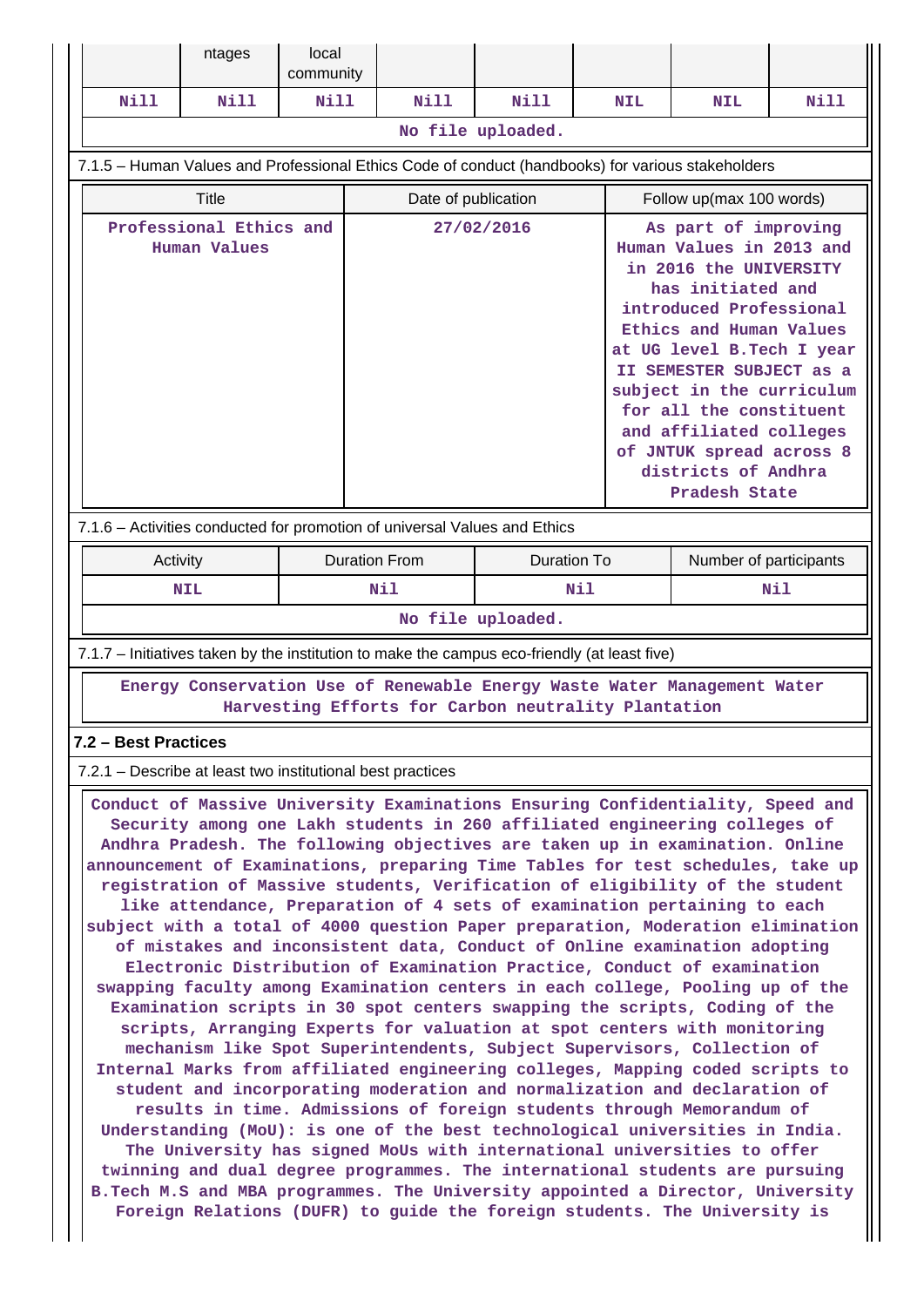| | ntages | local community | | | | | |
|---|---|---|---|---|---|---|---|
| Nill | Nill | Nill | Nill | Nill | NIL | NIL | Nill |

No file uploaded.

7.1.5 – Human Values and Professional Ethics Code of conduct (handbooks) for various stakeholders

| Title | Date of publication | Follow up(max 100 words) |
|---|---|---|
| Professional Ethics and Human Values | 27/02/2016 | As part of improving Human Values in 2013 and in 2016 the UNIVERSITY has initiated and introduced Professional Ethics and Human Values at UG level B.Tech I year II SEMESTER SUBJECT as a subject in the curriculum for all the constituent and affiliated colleges of JNTUK spread across 8 districts of Andhra Pradesh State |

7.1.6 – Activities conducted for promotion of universal Values and Ethics

| Activity | Duration From | Duration To | Number of participants |
|---|---|---|---|
| NIL | Nil | Nil | Nil |

No file uploaded.

7.1.7 – Initiatives taken by the institution to make the campus eco-friendly (at least five)

Energy Conservation Use of Renewable Energy Waste Water Management Water Harvesting Efforts for Carbon neutrality Plantation

## 7.2 – Best Practices

7.2.1 – Describe at least two institutional best practices

Conduct of Massive University Examinations Ensuring Confidentiality, Speed and Security among one Lakh students in 260 affiliated engineering colleges of Andhra Pradesh. The following objectives are taken up in examination. Online announcement of Examinations, preparing Time Tables for test schedules, take up registration of Massive students, Verification of eligibility of the student like attendance, Preparation of 4 sets of examination pertaining to each subject with a total of 4000 question Paper preparation, Moderation elimination of mistakes and inconsistent data, Conduct of Online examination adopting Electronic Distribution of Examination Practice, Conduct of examination swapping faculty among Examination centers in each college, Pooling up of the Examination scripts in 30 spot centers swapping the scripts, Coding of the scripts, Arranging Experts for valuation at spot centers with monitoring mechanism like Spot Superintendents, Subject Supervisors, Collection of Internal Marks from affiliated engineering colleges, Mapping coded scripts to student and incorporating moderation and normalization and declaration of results in time. Admissions of foreign students through Memorandum of Understanding (MoU): is one of the best technological universities in India. The University has signed MoUs with international universities to offer twinning and dual degree programmes. The international students are pursuing B.Tech M.S and MBA programmes. The University appointed a Director, University Foreign Relations (DUFR) to guide the foreign students. The University is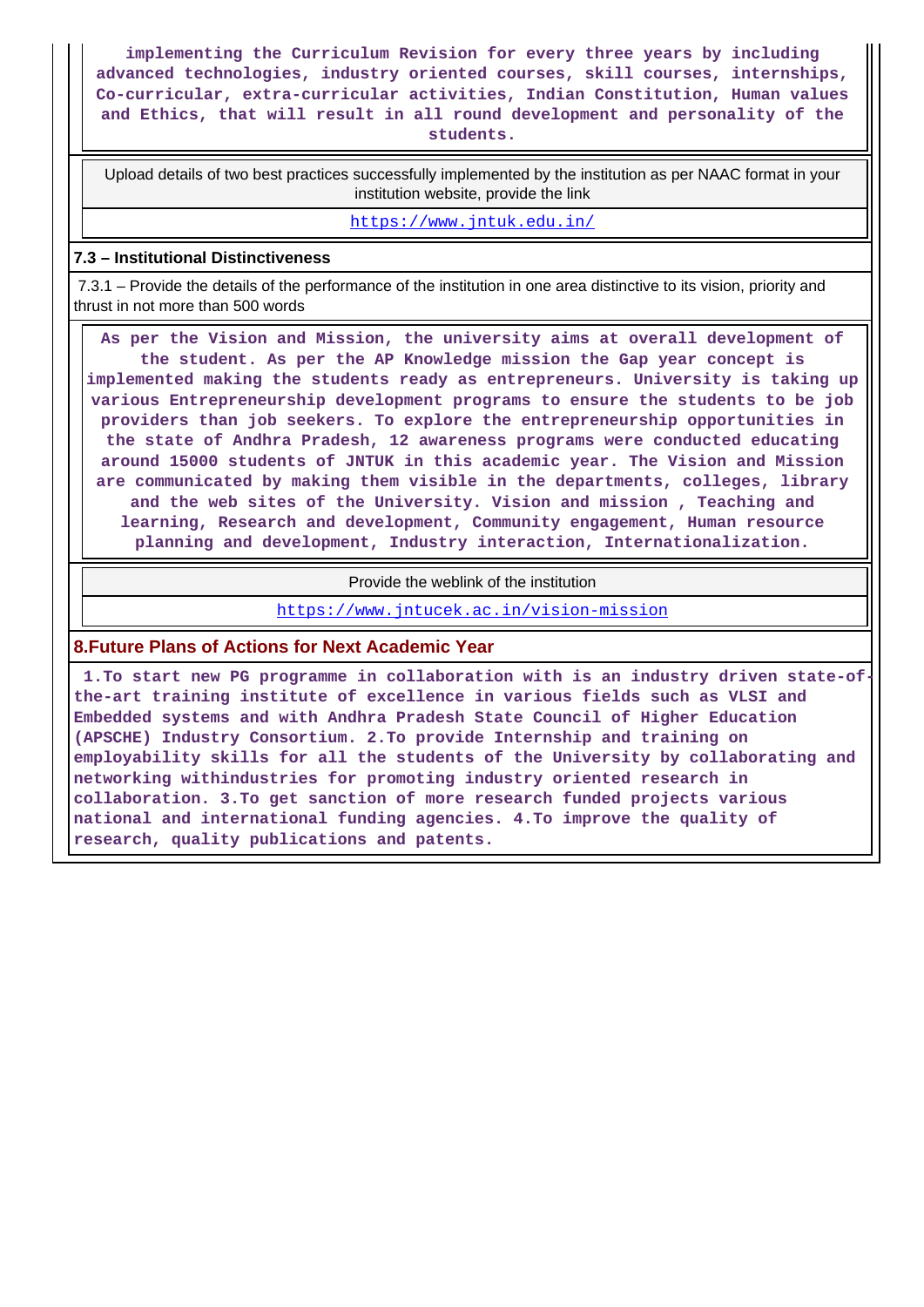implementing the Curriculum Revision for every three years by including advanced technologies, industry oriented courses, skill courses, internships, Co-curricular, extra-curricular activities, Indian Constitution, Human values and Ethics, that will result in all round development and personality of the students.

| |
|---|
| Upload details of two best practices successfully implemented by the institution as per NAAC format in your institution website, provide the link |
| https://www.jntuk.edu.in/ |

### 7.3 – Institutional Distinctiveness

7.3.1 – Provide the details of the performance of the institution in one area distinctive to its vision, priority and thrust in not more than 500 words

As per the Vision and Mission, the university aims at overall development of the student. As per the AP Knowledge mission the Gap year concept is implemented making the students ready as entrepreneurs. University is taking up various Entrepreneurship development programs to ensure the students to be job providers than job seekers. To explore the entrepreneurship opportunities in the state of Andhra Pradesh, 12 awareness programs were conducted educating around 15000 students of JNTUK in this academic year. The Vision and Mission are communicated by making them visible in the departments, colleges, library and the web sites of the University. Vision and mission , Teaching and learning, Research and development, Community engagement, Human resource planning and development, Industry interaction, Internationalization.

| |
|---|
| Provide the weblink of the institution |
| https://www.jntucek.ac.in/vision-mission |

## 8.Future Plans of Actions for Next Academic Year

1.To start new PG programme in collaboration with is an industry driven state-of-the-art training institute of excellence in various fields such as VLSI and Embedded systems and with Andhra Pradesh State Council of Higher Education (APSCHE) Industry Consortium. 2.To provide Internship and training on employability skills for all the students of the University by collaborating and networking withindustries for promoting industry oriented research in collaboration. 3.To get sanction of more research funded projects various national and international funding agencies. 4.To improve the quality of research, quality publications and patents.